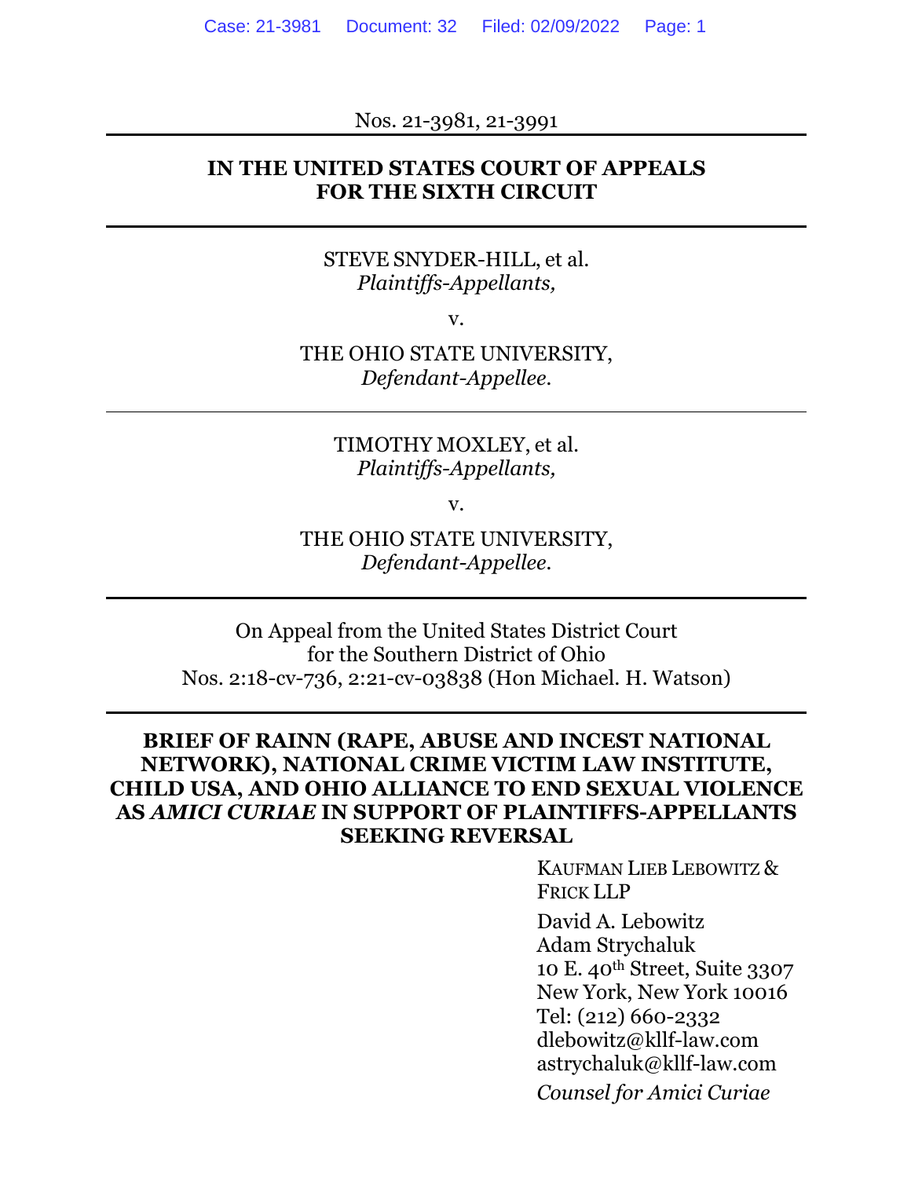Nos. 21-3981, 21-3991

---

**IN THE UNITED STATES COURT OF APPEALS**
**FOR THE SIXTH CIRCUIT**

---

STEVE SNYDER-HILL, et al.
*Plaintiffs-Appellants,*

v.

THE OHIO STATE UNIVERSITY,
*Defendant-Appellee.*

---

TIMOTHY MOXLEY, et al.
*Plaintiffs-Appellants,*

v.

THE OHIO STATE UNIVERSITY,
*Defendant-Appellee.*

---

On Appeal from the United States District Court
for the Southern District of Ohio
Nos. 2:18-cv-736, 2:21-cv-03838 (Hon Michael. H. Watson)

---

**BRIEF OF RAINN (RAPE, ABUSE AND INCEST NATIONAL NETWORK), NATIONAL CRIME VICTIM LAW INSTITUTE, CHILD USA, AND OHIO ALLIANCE TO END SEXUAL VIOLENCE AS *AMICI CURIAE* IN SUPPORT OF PLAINTIFFS-APPELLANTS SEEKING REVERSAL**

KAUFMAN LIEB LEBOWITZ & FRICK LLP

David A. Lebowitz
Adam Strychaluk
10 E. 40th Street, Suite 3307
New York, New York 10016
Tel: (212) 660-2332
dlebowitz@kllf-law.com
astrychaluk@kllf-law.com

*Counsel for Amici Curiae*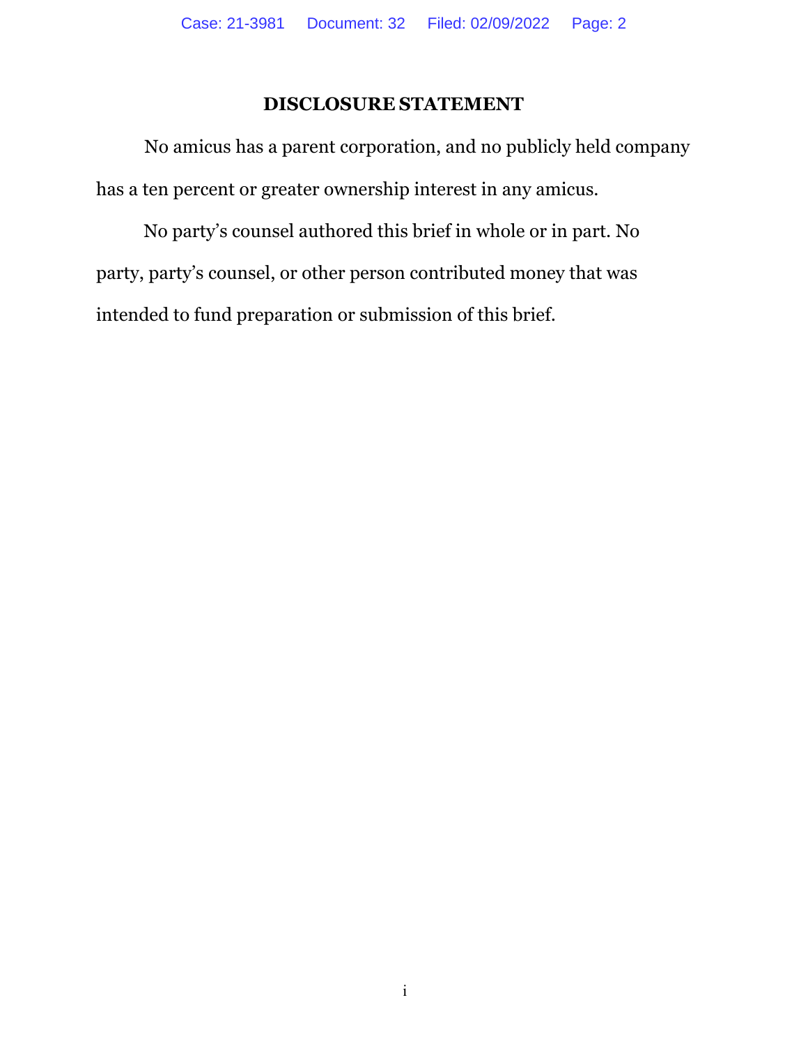# DISCLOSURE STATEMENT

No amicus has a parent corporation, and no publicly held company has a ten percent or greater ownership interest in any amicus.

No party's counsel authored this brief in whole or in part. No party, party's counsel, or other person contributed money that was intended to fund preparation or submission of this brief.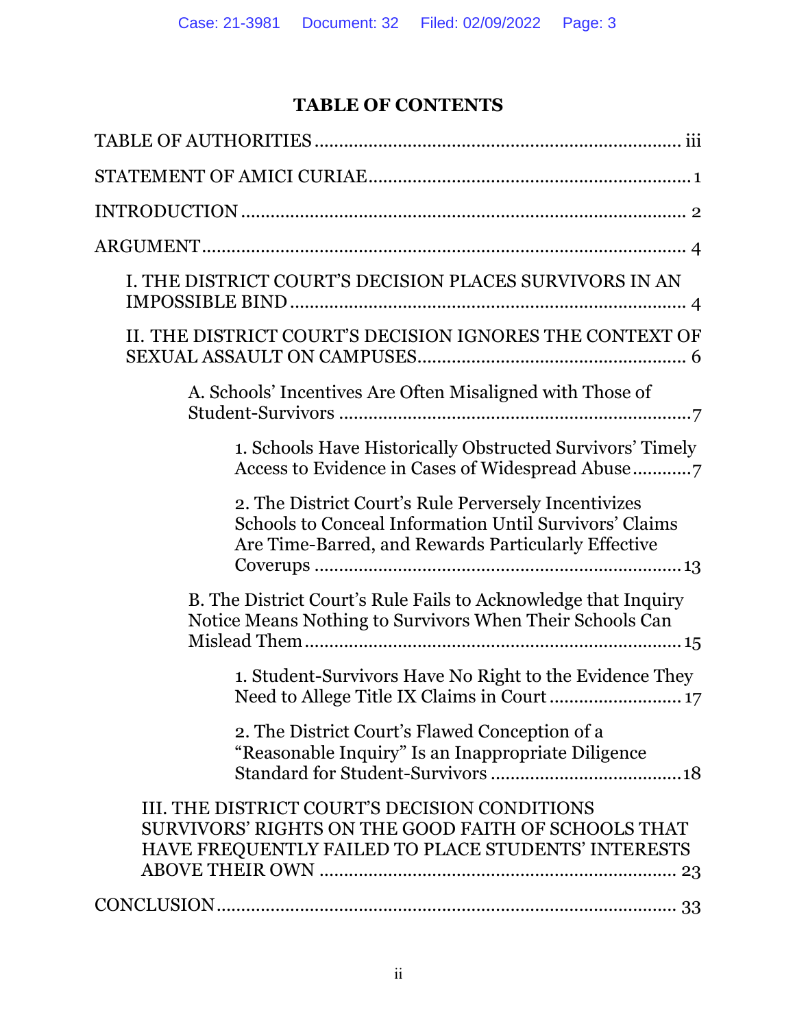# TABLE OF CONTENTS

TABLE OF AUTHORITIES ..... iii

STATEMENT OF AMICI CURIAE ..... 1

INTRODUCTION ..... 2

ARGUMENT ..... 4

- I. THE DISTRICT COURT'S DECISION PLACES SURVIVORS IN AN IMPOSSIBLE BIND ..... 4
- II. THE DISTRICT COURT'S DECISION IGNORES THE CONTEXT OF SEXUAL ASSAULT ON CAMPUSES ..... 6
  - A. Schools' Incentives Are Often Misaligned with Those of Student-Survivors ..... 7
    - 1. Schools Have Historically Obstructed Survivors' Timely Access to Evidence in Cases of Widespread Abuse ..... 7
    - 2. The District Court's Rule Perversely Incentivizes Schools to Conceal Information Until Survivors' Claims Are Time-Barred, and Rewards Particularly Effective Coverups ..... 13
  - B. The District Court's Rule Fails to Acknowledge that Inquiry Notice Means Nothing to Survivors When Their Schools Can Mislead Them ..... 15
    - 1. Student-Survivors Have No Right to the Evidence They Need to Allege Title IX Claims in Court ..... 17
    - 2. The District Court's Flawed Conception of a "Reasonable Inquiry" Is an Inappropriate Diligence Standard for Student-Survivors ..... 18
- III. THE DISTRICT COURT'S DECISION CONDITIONS SURVIVORS' RIGHTS ON THE GOOD FAITH OF SCHOOLS THAT HAVE FREQUENTLY FAILED TO PLACE STUDENTS' INTERESTS ABOVE THEIR OWN ..... 23

CONCLUSION ..... 33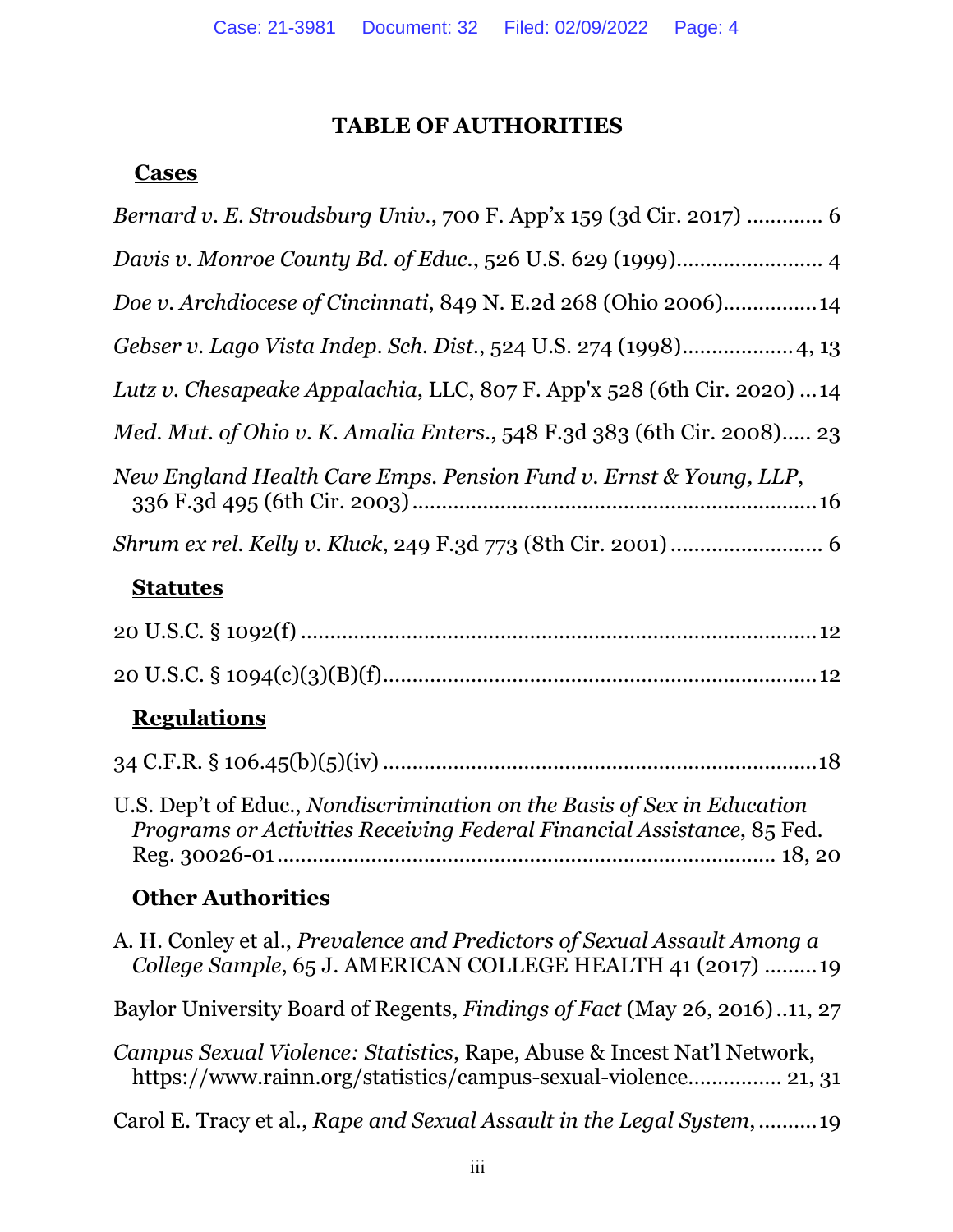## TABLE OF AUTHORITIES

### Cases

*Bernard v. E. Stroudsburg Univ.*, 700 F. App'x 159 (3d Cir. 2017) ............ 6

*Davis v. Monroe County Bd. of Educ.*, 526 U.S. 629 (1999)........................ 4

*Doe v. Archdiocese of Cincinnati*, 849 N. E.2d 268 (Ohio 2006)...............14

*Gebser v. Lago Vista Indep. Sch. Dist.*, 524 U.S. 274 (1998)..................4, 13

*Lutz v. Chesapeake Appalachia*, LLC, 807 F. App'x 528 (6th Cir. 2020) ...14

*Med. Mut. of Ohio v. K. Amalia Enters.*, 548 F.3d 383 (6th Cir. 2008)..... 23

*New England Health Care Emps. Pension Fund v. Ernst & Young, LLP*, 336 F.3d 495 (6th Cir. 2003)....................................................................16

*Shrum ex rel. Kelly v. Kluck*, 249 F.3d 773 (8th Cir. 2001)......................... 6

### Statutes

20 U.S.C. § 1092(f) ......................................................................................12

20 U.S.C. § 1094(c)(3)(B)(f).........................................................................12

### Regulations

34 C.F.R. § 106.45(b)(5)(iv) ..........................................................................18

U.S. Dep't of Educ., *Nondiscrimination on the Basis of Sex in Education Programs or Activities Receiving Federal Financial Assistance*, 85 Fed. Reg. 30026-01..................................................................................... 18, 20

### Other Authorities

A. H. Conley et al., *Prevalence and Predictors of Sexual Assault Among a College Sample*, 65 J. AMERICAN COLLEGE HEALTH 41 (2017) .........19

Baylor University Board of Regents, *Findings of Fact* (May 26, 2016)..11, 27

*Campus Sexual Violence: Statistics*, Rape, Abuse & Incest Nat'l Network, https://www.rainn.org/statistics/campus-sexual-violence................ 21, 31

Carol E. Tracy et al., *Rape and Sexual Assault in the Legal System*, ..........19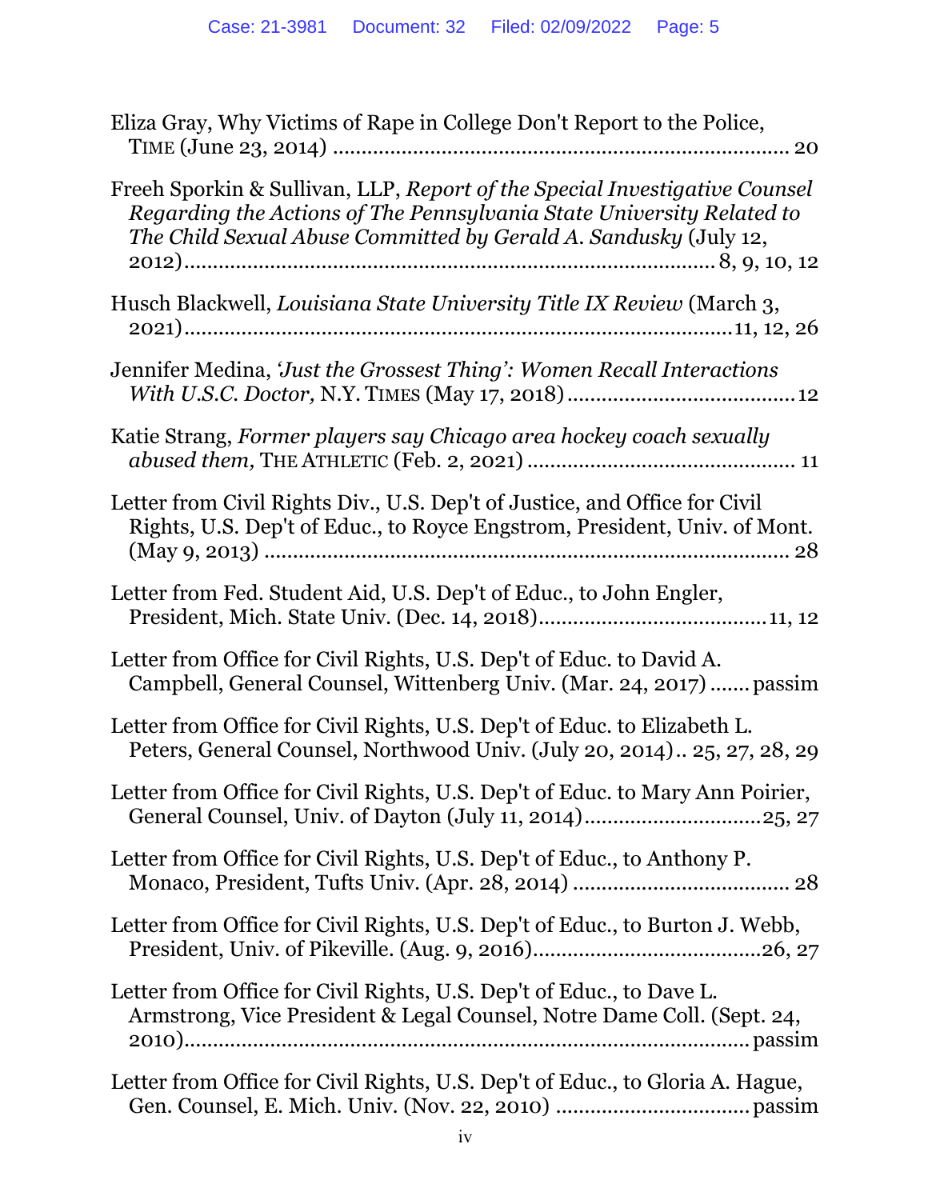Eliza Gray, Why Victims of Rape in College Don't Report to the Police, TIME (June 23, 2014) ........................................................................ 20

Freeh Sporkin & Sullivan, LLP, *Report of the Special Investigative Counsel Regarding the Actions of The Pennsylvania State University Related to The Child Sexual Abuse Committed by Gerald A. Sandusky* (July 12, 2012)........................................................................ 8, 9, 10, 12

Husch Blackwell, *Louisiana State University Title IX Review* (March 3, 2021)........................................................................11, 12, 26

Jennifer Medina, *'Just the Grossest Thing': Women Recall Interactions With U.S.C. Doctor,* N.Y. TIMES (May 17, 2018)........................................12

Katie Strang, *Former players say Chicago area hockey coach sexually abused them,* THE ATHLETIC (Feb. 2, 2021) ............................................. 11

Letter from Civil Rights Div., U.S. Dep't of Justice, and Office for Civil Rights, U.S. Dep't of Educ., to Royce Engstrom, President, Univ. of Mont. (May 9, 2013) ........................................................................ 28

Letter from Fed. Student Aid, U.S. Dep't of Educ., to John Engler, President, Mich. State Univ. (Dec. 14, 2018)......................................11, 12

Letter from Office for Civil Rights, U.S. Dep't of Educ. to David A. Campbell, General Counsel, Wittenberg Univ. (Mar. 24, 2017) ....... passim

Letter from Office for Civil Rights, U.S. Dep't of Educ. to Elizabeth L. Peters, General Counsel, Northwood Univ. (July 20, 2014).. 25, 27, 28, 29

Letter from Office for Civil Rights, U.S. Dep't of Educ. to Mary Ann Poirier, General Counsel, Univ. of Dayton (July 11, 2014)..............................25, 27

Letter from Office for Civil Rights, U.S. Dep't of Educ., to Anthony P. Monaco, President, Tufts Univ. (Apr. 28, 2014) ..................................... 28

Letter from Office for Civil Rights, U.S. Dep't of Educ., to Burton J. Webb, President, Univ. of Pikeville. (Aug. 9, 2016).......................................26, 27

Letter from Office for Civil Rights, U.S. Dep't of Educ., to Dave L. Armstrong, Vice President & Legal Counsel, Notre Dame Coll. (Sept. 24, 2010)........................................................................ passim

Letter from Office for Civil Rights, U.S. Dep't of Educ., to Gloria A. Hague, Gen. Counsel, E. Mich. Univ. (Nov. 22, 2010) ................................. passim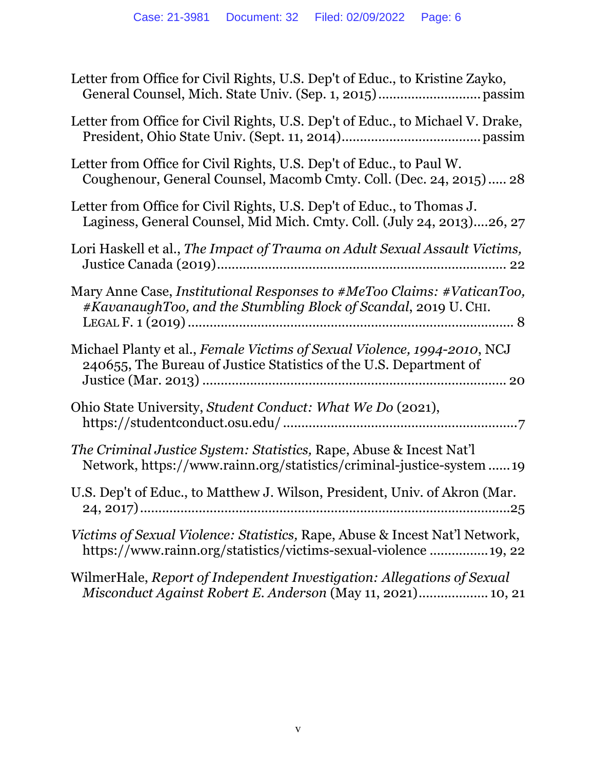Letter from Office for Civil Rights, U.S. Dep't of Educ., to Kristine Zayko, General Counsel, Mich. State Univ. (Sep. 1, 2015) ........................... passim

Letter from Office for Civil Rights, U.S. Dep't of Educ., to Michael V. Drake, President, Ohio State Univ. (Sept. 11, 2014) ..................................... passim

Letter from Office for Civil Rights, U.S. Dep't of Educ., to Paul W. Coughenour, General Counsel, Macomb Cmty. Coll. (Dec. 24, 2015) ..... 28

Letter from Office for Civil Rights, U.S. Dep't of Educ., to Thomas J. Laginess, General Counsel, Mid Mich. Cmty. Coll. (July 24, 2013)....26, 27

Lori Haskell et al., *The Impact of Trauma on Adult Sexual Assault Victims,* Justice Canada (2019) ............................................................................ 22

Mary Anne Case, *Institutional Responses to #MeToo Claims: #VaticanToo, #KavanaughToo, and the Stumbling Block of Scandal*, 2019 U. CHI. LEGAL F. 1 (2019) ....................................................................................... 8

Michael Planty et al., *Female Victims of Sexual Violence, 1994-2010*, NCJ 240655, The Bureau of Justice Statistics of the U.S. Department of Justice (Mar. 2013) .................................................................................. 20

Ohio State University, *Student Conduct: What We Do* (2021), https://studentconduct.osu.edu/ ..............................................................7

*The Criminal Justice System: Statistics,* Rape, Abuse & Incest Nat'l Network, https://www.rainn.org/statistics/criminal-justice-system ...... 19

U.S. Dep't of Educ., to Matthew J. Wilson, President, Univ. of Akron (Mar. 24, 2017) .....................................................................................25

*Victims of Sexual Violence: Statistics,* Rape, Abuse & Incest Nat'l Network, https://www.rainn.org/statistics/victims-sexual-violence ................ 19, 22

WilmerHale, *Report of Independent Investigation: Allegations of Sexual Misconduct Against Robert E. Anderson* (May 11, 2021) ................... 10, 21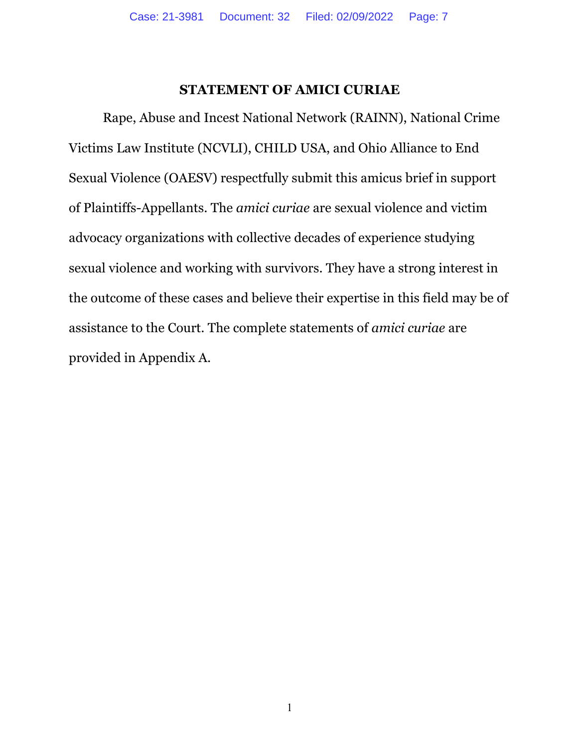## STATEMENT OF AMICI CURIAE

Rape, Abuse and Incest National Network (RAINN), National Crime Victims Law Institute (NCVLI), CHILD USA, and Ohio Alliance to End Sexual Violence (OAESV) respectfully submit this amicus brief in support of Plaintiffs-Appellants. The *amici curiae* are sexual violence and victim advocacy organizations with collective decades of experience studying sexual violence and working with survivors. They have a strong interest in the outcome of these cases and believe their expertise in this field may be of assistance to the Court. The complete statements of *amici curiae* are provided in Appendix A.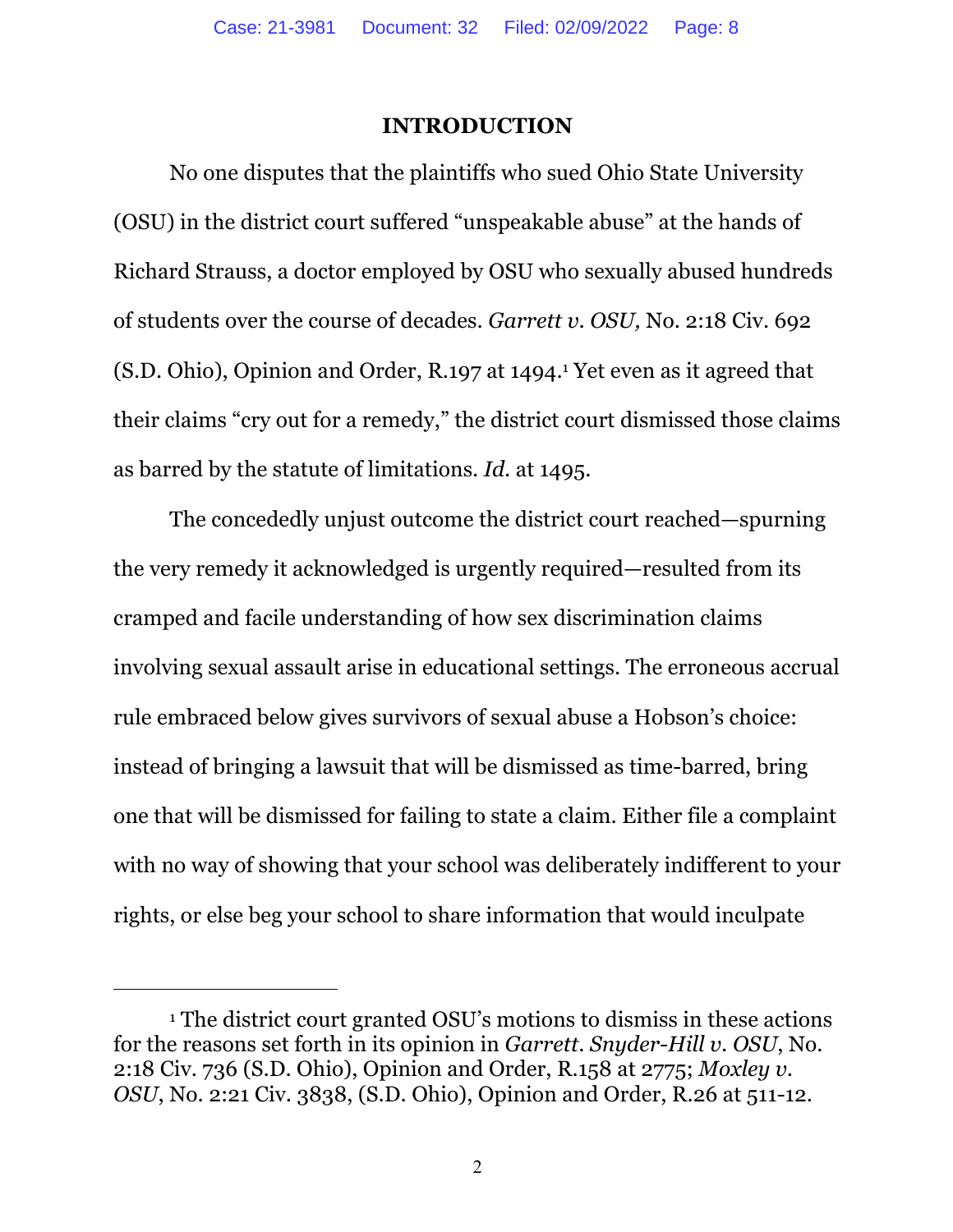## INTRODUCTION

No one disputes that the plaintiffs who sued Ohio State University (OSU) in the district court suffered "unspeakable abuse" at the hands of Richard Strauss, a doctor employed by OSU who sexually abused hundreds of students over the course of decades. *Garrett v. OSU,* No. 2:18 Civ. 692 (S.D. Ohio), Opinion and Order, R.197 at 1494.[1] Yet even as it agreed that their claims "cry out for a remedy," the district court dismissed those claims as barred by the statute of limitations. *Id.* at 1495.

The concededly unjust outcome the district court reached—spurning the very remedy it acknowledged is urgently required—resulted from its cramped and facile understanding of how sex discrimination claims involving sexual assault arise in educational settings. The erroneous accrual rule embraced below gives survivors of sexual abuse a Hobson's choice: instead of bringing a lawsuit that will be dismissed as time-barred, bring one that will be dismissed for failing to state a claim. Either file a complaint with no way of showing that your school was deliberately indifferent to your rights, or else beg your school to share information that would inculpate

---

[1] The district court granted OSU's motions to dismiss in these actions for the reasons set forth in its opinion in *Garrett*. *Snyder-Hill v. OSU*, No. 2:18 Civ. 736 (S.D. Ohio), Opinion and Order, R.158 at 2775; *Moxley v. OSU*, No. 2:21 Civ. 3838, (S.D. Ohio), Opinion and Order, R.26 at 511-12.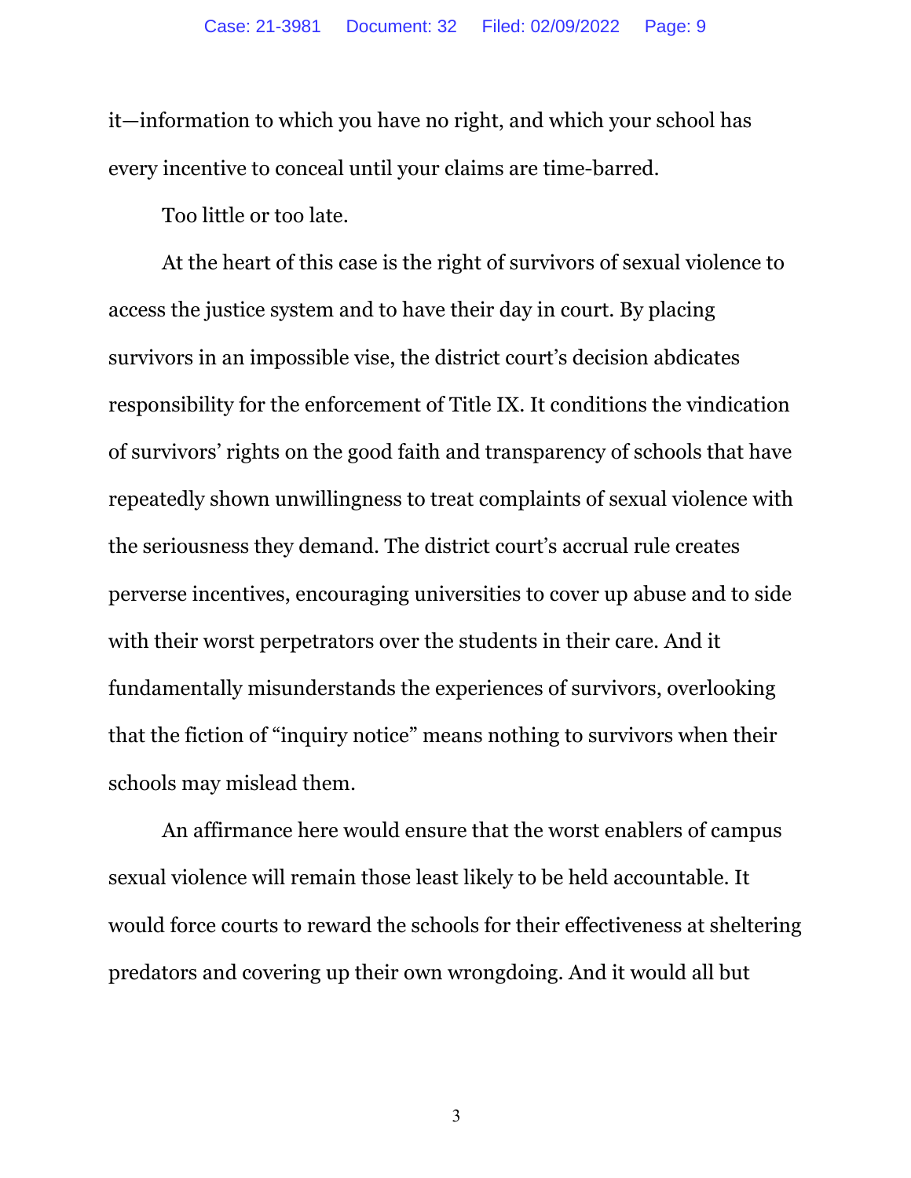it—information to which you have no right, and which your school has every incentive to conceal until your claims are time-barred.

Too little or too late.

At the heart of this case is the right of survivors of sexual violence to access the justice system and to have their day in court. By placing survivors in an impossible vise, the district court's decision abdicates responsibility for the enforcement of Title IX. It conditions the vindication of survivors' rights on the good faith and transparency of schools that have repeatedly shown unwillingness to treat complaints of sexual violence with the seriousness they demand. The district court's accrual rule creates perverse incentives, encouraging universities to cover up abuse and to side with their worst perpetrators over the students in their care. And it fundamentally misunderstands the experiences of survivors, overlooking that the fiction of "inquiry notice" means nothing to survivors when their schools may mislead them.

An affirmance here would ensure that the worst enablers of campus sexual violence will remain those least likely to be held accountable. It would force courts to reward the schools for their effectiveness at sheltering predators and covering up their own wrongdoing. And it would all but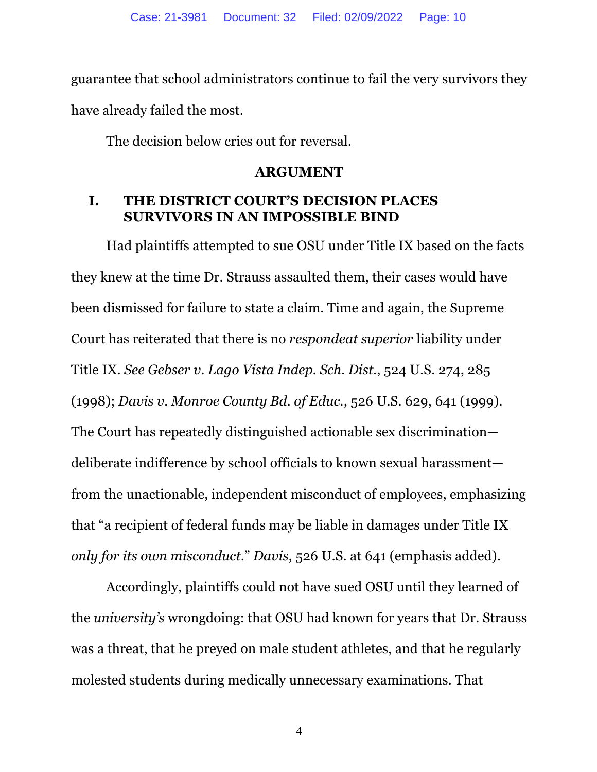guarantee that school administrators continue to fail the very survivors they have already failed the most.

The decision below cries out for reversal.

## ARGUMENT

### I. THE DISTRICT COURT'S DECISION PLACES SURVIVORS IN AN IMPOSSIBLE BIND

Had plaintiffs attempted to sue OSU under Title IX based on the facts they knew at the time Dr. Strauss assaulted them, their cases would have been dismissed for failure to state a claim. Time and again, the Supreme Court has reiterated that there is no *respondeat superior* liability under Title IX. *See Gebser v. Lago Vista Indep. Sch. Dist.*, 524 U.S. 274, 285 (1998); *Davis v. Monroe County Bd. of Educ.*, 526 U.S. 629, 641 (1999). The Court has repeatedly distinguished actionable sex discrimination—deliberate indifference by school officials to known sexual harassment—from the unactionable, independent misconduct of employees, emphasizing that "a recipient of federal funds may be liable in damages under Title IX *only for its own misconduct*." *Davis,* 526 U.S. at 641 (emphasis added).

Accordingly, plaintiffs could not have sued OSU until they learned of the *university's* wrongdoing: that OSU had known for years that Dr. Strauss was a threat, that he preyed on male student athletes, and that he regularly molested students during medically unnecessary examinations. That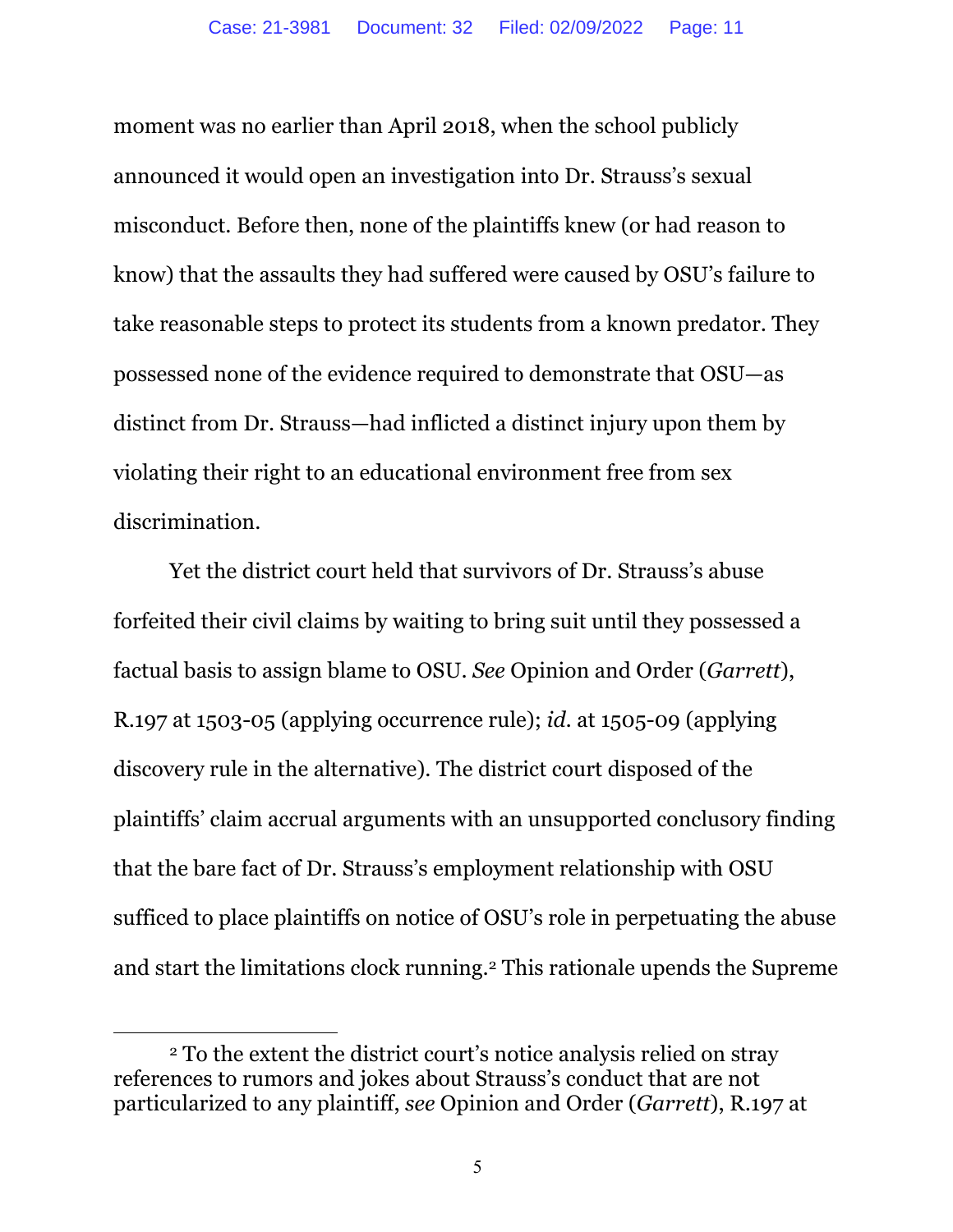moment was no earlier than April 2018, when the school publicly announced it would open an investigation into Dr. Strauss's sexual misconduct. Before then, none of the plaintiffs knew (or had reason to know) that the assaults they had suffered were caused by OSU's failure to take reasonable steps to protect its students from a known predator. They possessed none of the evidence required to demonstrate that OSU—as distinct from Dr. Strauss—had inflicted a distinct injury upon them by violating their right to an educational environment free from sex discrimination.

Yet the district court held that survivors of Dr. Strauss's abuse forfeited their civil claims by waiting to bring suit until they possessed a factual basis to assign blame to OSU. *See* Opinion and Order (*Garrett*), R.197 at 1503-05 (applying occurrence rule); *id.* at 1505-09 (applying discovery rule in the alternative). The district court disposed of the plaintiffs' claim accrual arguments with an unsupported conclusory finding that the bare fact of Dr. Strauss's employment relationship with OSU sufficed to place plaintiffs on notice of OSU's role in perpetuating the abuse and start the limitations clock running.[2] This rationale upends the Supreme

[2] To the extent the district court's notice analysis relied on stray references to rumors and jokes about Strauss's conduct that are not particularized to any plaintiff, *see* Opinion and Order (*Garrett*), R.197 at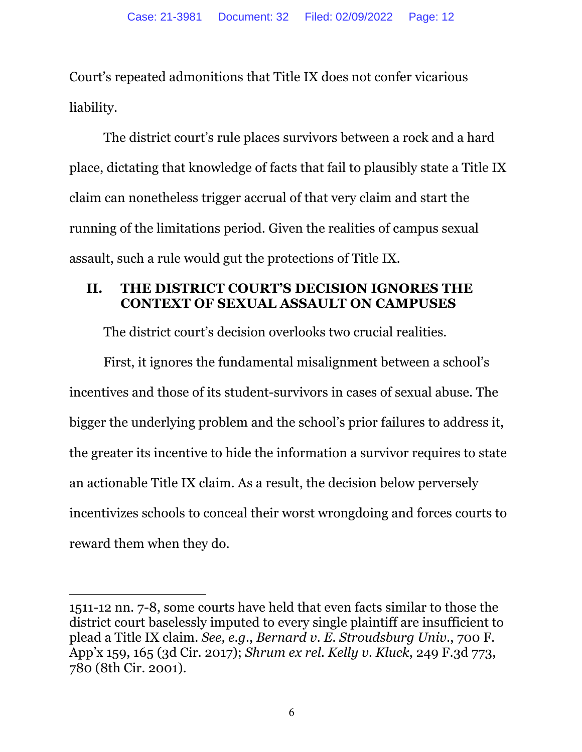Court's repeated admonitions that Title IX does not confer vicarious liability.

The district court's rule places survivors between a rock and a hard place, dictating that knowledge of facts that fail to plausibly state a Title IX claim can nonetheless trigger accrual of that very claim and start the running of the limitations period. Given the realities of campus sexual assault, such a rule would gut the protections of Title IX.

## II. THE DISTRICT COURT'S DECISION IGNORES THE CONTEXT OF SEXUAL ASSAULT ON CAMPUSES

The district court's decision overlooks two crucial realities.

First, it ignores the fundamental misalignment between a school's incentives and those of its student-survivors in cases of sexual abuse. The bigger the underlying problem and the school's prior failures to address it, the greater its incentive to hide the information a survivor requires to state an actionable Title IX claim. As a result, the decision below perversely incentivizes schools to conceal their worst wrongdoing and forces courts to reward them when they do.

---

1511-12 nn. 7-8, some courts have held that even facts similar to those the district court baselessly imputed to every single plaintiff are insufficient to plead a Title IX claim. *See, e.g.*, *Bernard v. E. Stroudsburg Univ.*, 700 F. App'x 159, 165 (3d Cir. 2017); *Shrum ex rel. Kelly v. Kluck*, 249 F.3d 773, 780 (8th Cir. 2001).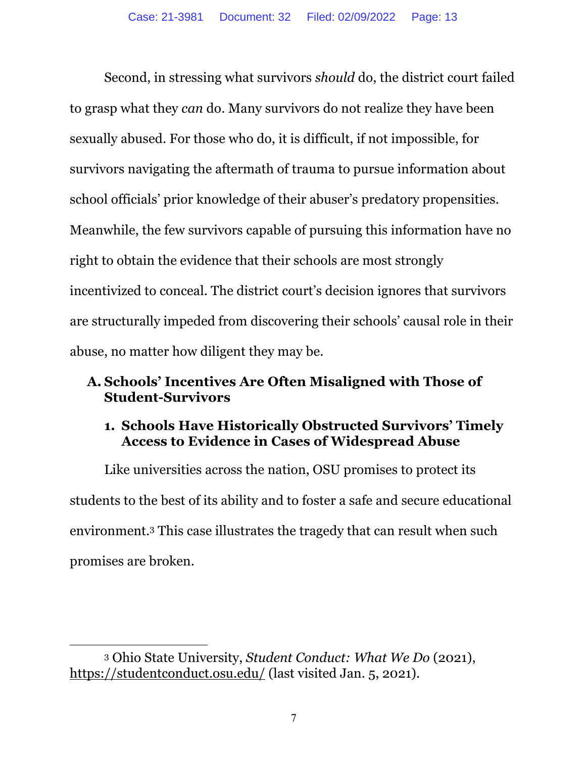Second, in stressing what survivors *should* do, the district court failed to grasp what they *can* do. Many survivors do not realize they have been sexually abused. For those who do, it is difficult, if not impossible, for survivors navigating the aftermath of trauma to pursue information about school officials' prior knowledge of their abuser's predatory propensities. Meanwhile, the few survivors capable of pursuing this information have no right to obtain the evidence that their schools are most strongly incentivized to conceal. The district court's decision ignores that survivors are structurally impeded from discovering their schools' causal role in their abuse, no matter how diligent they may be.

## A. Schools' Incentives Are Often Misaligned with Those of Student-Survivors

### 1. Schools Have Historically Obstructed Survivors' Timely Access to Evidence in Cases of Widespread Abuse

Like universities across the nation, OSU promises to protect its students to the best of its ability and to foster a safe and secure educational environment.[3] This case illustrates the tragedy that can result when such promises are broken.

---

[3] Ohio State University, *Student Conduct: What We Do* (2021), https://studentconduct.osu.edu/ (last visited Jan. 5, 2021).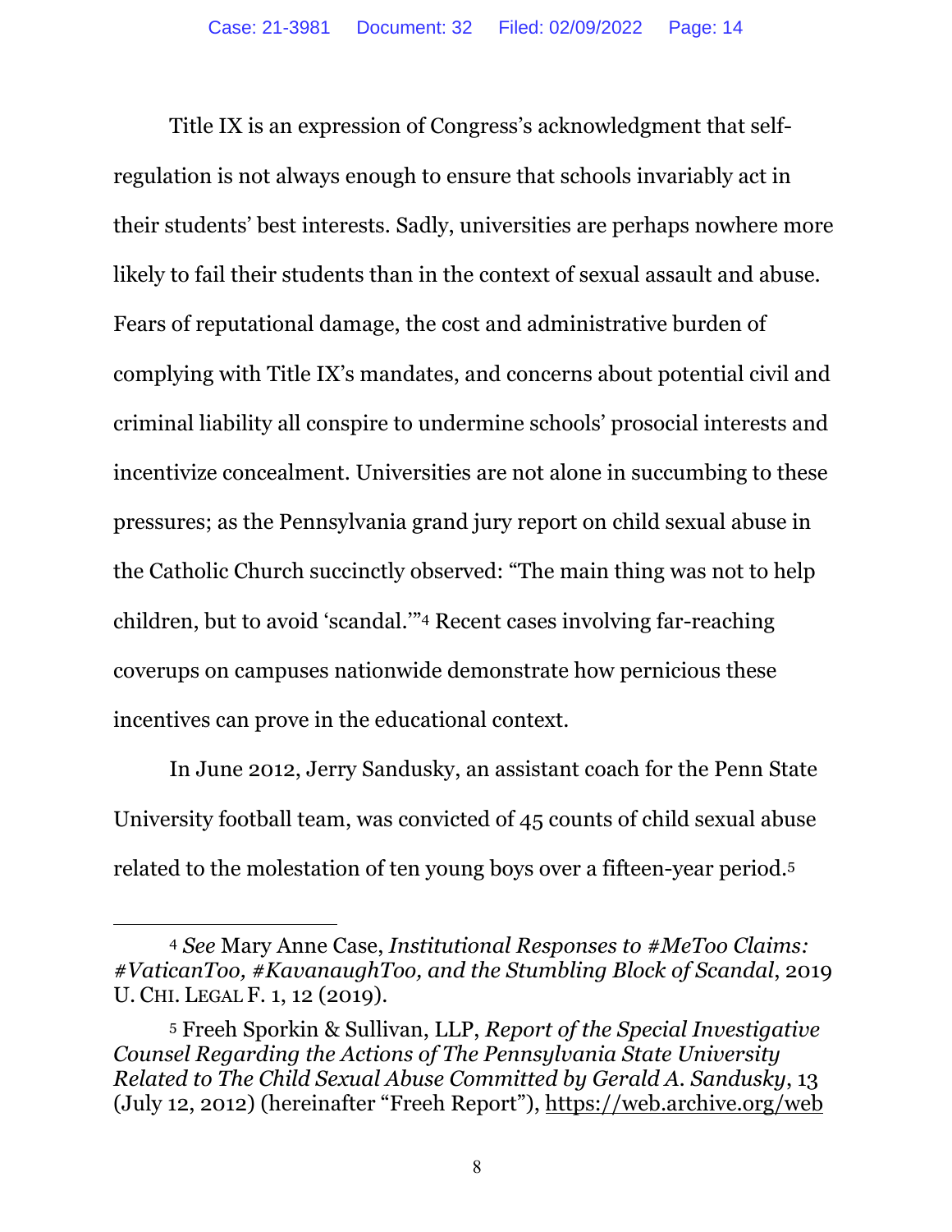Title IX is an expression of Congress's acknowledgment that self-regulation is not always enough to ensure that schools invariably act in their students' best interests. Sadly, universities are perhaps nowhere more likely to fail their students than in the context of sexual assault and abuse. Fears of reputational damage, the cost and administrative burden of complying with Title IX's mandates, and concerns about potential civil and criminal liability all conspire to undermine schools' prosocial interests and incentivize concealment. Universities are not alone in succumbing to these pressures; as the Pennsylvania grand jury report on child sexual abuse in the Catholic Church succinctly observed: "The main thing was not to help children, but to avoid 'scandal.'"[4] Recent cases involving far-reaching coverups on campuses nationwide demonstrate how pernicious these incentives can prove in the educational context.

In June 2012, Jerry Sandusky, an assistant coach for the Penn State University football team, was convicted of 45 counts of child sexual abuse related to the molestation of ten young boys over a fifteen-year period.[5]

---

[4] *See* Mary Anne Case, *Institutional Responses to #MeToo Claims: #VaticanToo, #KavanaughToo, and the Stumbling Block of Scandal*, 2019 U. CHI. LEGAL F. 1, 12 (2019).

[5] Freeh Sporkin & Sullivan, LLP, *Report of the Special Investigative Counsel Regarding the Actions of The Pennsylvania State University Related to The Child Sexual Abuse Committed by Gerald A. Sandusky*, 13 (July 12, 2012) (hereinafter "Freeh Report"), https://web.archive.org/web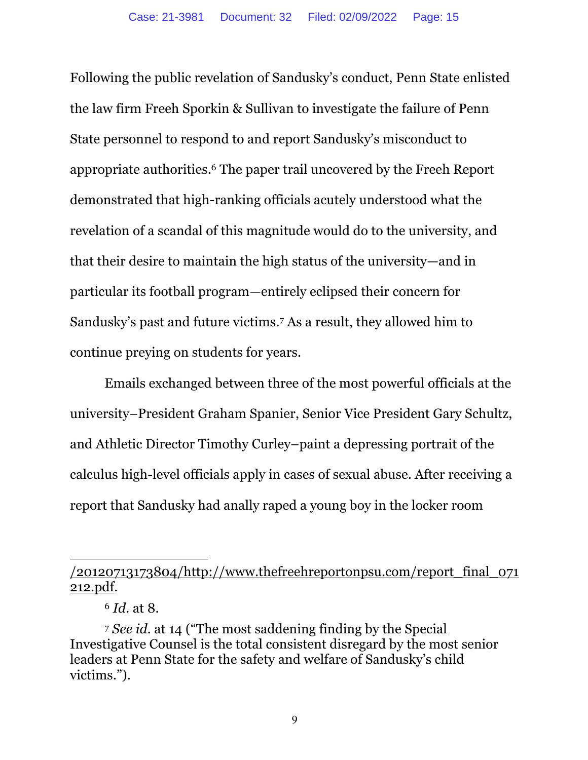Following the public revelation of Sandusky's conduct, Penn State enlisted the law firm Freeh Sporkin & Sullivan to investigate the failure of Penn State personnel to respond to and report Sandusky's misconduct to appropriate authorities.[6] The paper trail uncovered by the Freeh Report demonstrated that high-ranking officials acutely understood what the revelation of a scandal of this magnitude would do to the university, and that their desire to maintain the high status of the university—and in particular its football program—entirely eclipsed their concern for Sandusky's past and future victims.[7] As a result, they allowed him to continue preying on students for years.

Emails exchanged between three of the most powerful officials at the university–President Graham Spanier, Senior Vice President Gary Schultz, and Athletic Director Timothy Curley–paint a depressing portrait of the calculus high-level officials apply in cases of sexual abuse. After receiving a report that Sandusky had anally raped a young boy in the locker room

---

/20120713173804/http://www.thefreehreportonpsu.com/report_final_071212.pdf.

[6] *Id.* at 8.

[7] *See id.* at 14 ("The most saddening finding by the Special Investigative Counsel is the total consistent disregard by the most senior leaders at Penn State for the safety and welfare of Sandusky's child victims.").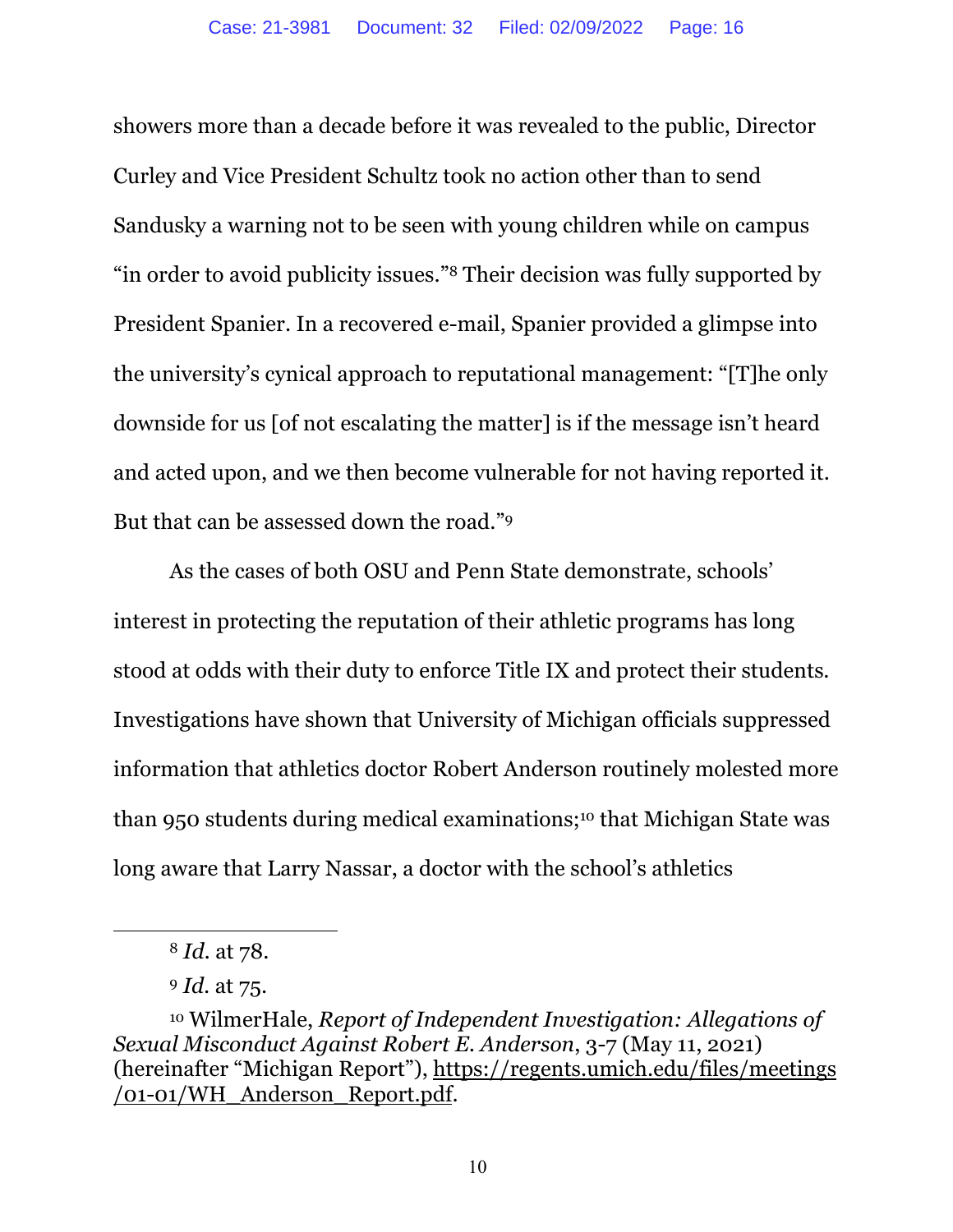showers more than a decade before it was revealed to the public, Director Curley and Vice President Schultz took no action other than to send Sandusky a warning not to be seen with young children while on campus "in order to avoid publicity issues."[8] Their decision was fully supported by President Spanier. In a recovered e-mail, Spanier provided a glimpse into the university's cynical approach to reputational management: "[T]he only downside for us [of not escalating the matter] is if the message isn't heard and acted upon, and we then become vulnerable for not having reported it. But that can be assessed down the road."[9]

As the cases of both OSU and Penn State demonstrate, schools' interest in protecting the reputation of their athletic programs has long stood at odds with their duty to enforce Title IX and protect their students. Investigations have shown that University of Michigan officials suppressed information that athletics doctor Robert Anderson routinely molested more than 950 students during medical examinations;[10] that Michigan State was long aware that Larry Nassar, a doctor with the school's athletics

---

[8] *Id.* at 78.

[9] *Id.* at 75.

[10] WilmerHale, *Report of Independent Investigation: Allegations of Sexual Misconduct Against Robert E. Anderson*, 3-7 (May 11, 2021) (hereinafter "Michigan Report"), https://regents.umich.edu/files/meetings/01-01/WH_Anderson_Report.pdf.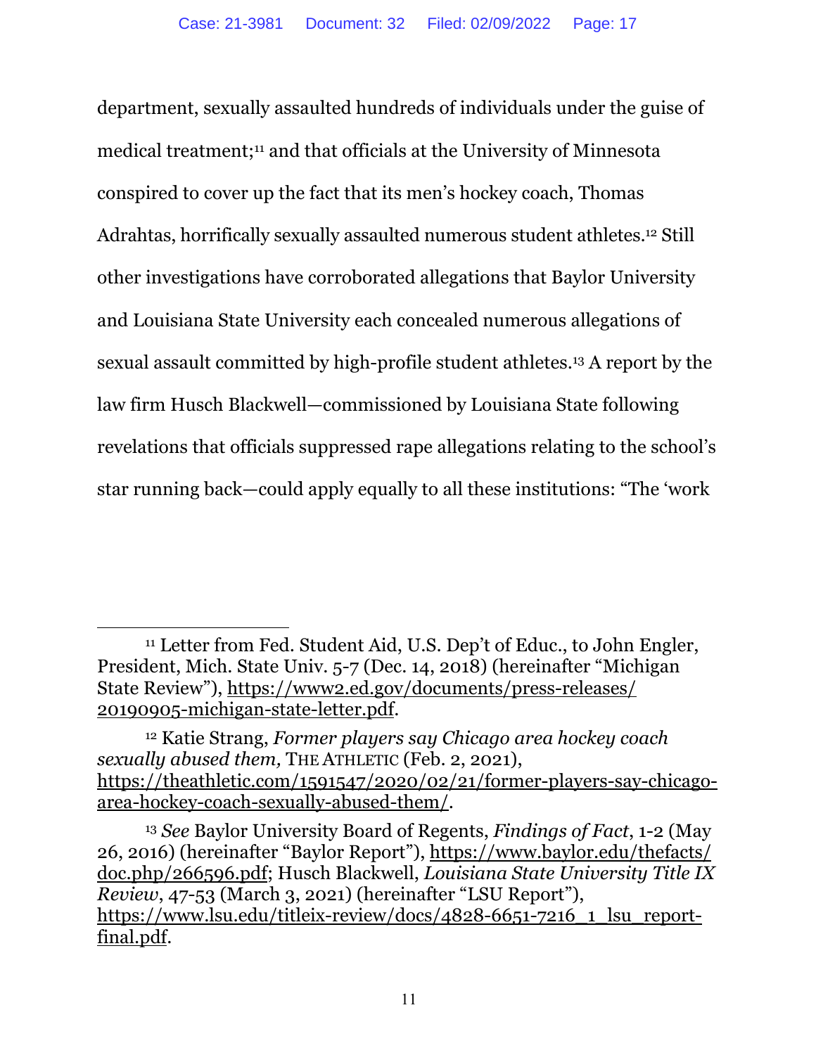department, sexually assaulted hundreds of individuals under the guise of medical treatment;[11] and that officials at the University of Minnesota conspired to cover up the fact that its men's hockey coach, Thomas Adrahtas, horrifically sexually assaulted numerous student athletes.[12] Still other investigations have corroborated allegations that Baylor University and Louisiana State University each concealed numerous allegations of sexual assault committed by high-profile student athletes.[13] A report by the law firm Husch Blackwell—commissioned by Louisiana State following revelations that officials suppressed rape allegations relating to the school's star running back—could apply equally to all these institutions: "The 'work

---

[11] Letter from Fed. Student Aid, U.S. Dep't of Educ., to John Engler, President, Mich. State Univ. 5-7 (Dec. 14, 2018) (hereinafter "Michigan State Review"), https://www2.ed.gov/documents/press-releases/20190905-michigan-state-letter.pdf.

[12] Katie Strang, *Former players say Chicago area hockey coach sexually abused them,* THE ATHLETIC (Feb. 2, 2021), https://theathletic.com/1591547/2020/02/21/former-players-say-chicago-area-hockey-coach-sexually-abused-them/.

[13] *See* Baylor University Board of Regents, *Findings of Fact*, 1-2 (May 26, 2016) (hereinafter "Baylor Report"), https://www.baylor.edu/thefacts/doc.php/266596.pdf; Husch Blackwell, *Louisiana State University Title IX Review*, 47-53 (March 3, 2021) (hereinafter "LSU Report"), https://www.lsu.edu/titleix-review/docs/4828-6651-7216_1_lsu_report-final.pdf.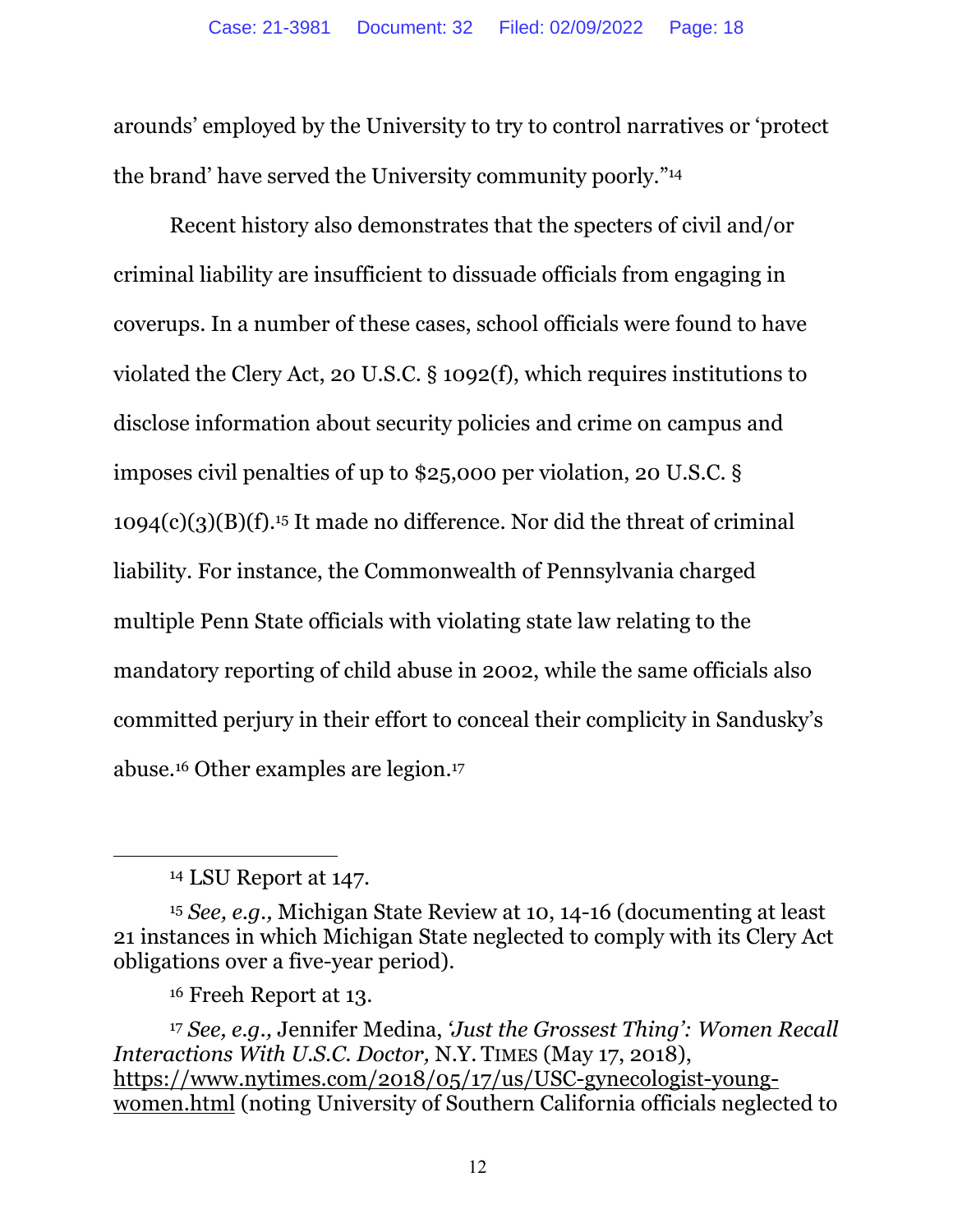arounds' employed by the University to try to control narratives or 'protect the brand' have served the University community poorly."[14]

Recent history also demonstrates that the specters of civil and/or criminal liability are insufficient to dissuade officials from engaging in coverups. In a number of these cases, school officials were found to have violated the Clery Act, 20 U.S.C. § 1092(f), which requires institutions to disclose information about security policies and crime on campus and imposes civil penalties of up to $25,000 per violation, 20 U.S.C. § 1094(c)(3)(B)(f).[15] It made no difference. Nor did the threat of criminal liability. For instance, the Commonwealth of Pennsylvania charged multiple Penn State officials with violating state law relating to the mandatory reporting of child abuse in 2002, while the same officials also committed perjury in their effort to conceal their complicity in Sandusky's abuse.[16] Other examples are legion.[17]

---

[14] LSU Report at 147.

[15] *See, e.g.,* Michigan State Review at 10, 14-16 (documenting at least 21 instances in which Michigan State neglected to comply with its Clery Act obligations over a five-year period).

[16] Freeh Report at 13.

[17] *See, e.g.,* Jennifer Medina, *'Just the Grossest Thing': Women Recall Interactions With U.S.C. Doctor,* N.Y. TIMES (May 17, 2018), https://www.nytimes.com/2018/05/17/us/USC-gynecologist-young-women.html (noting University of Southern California officials neglected to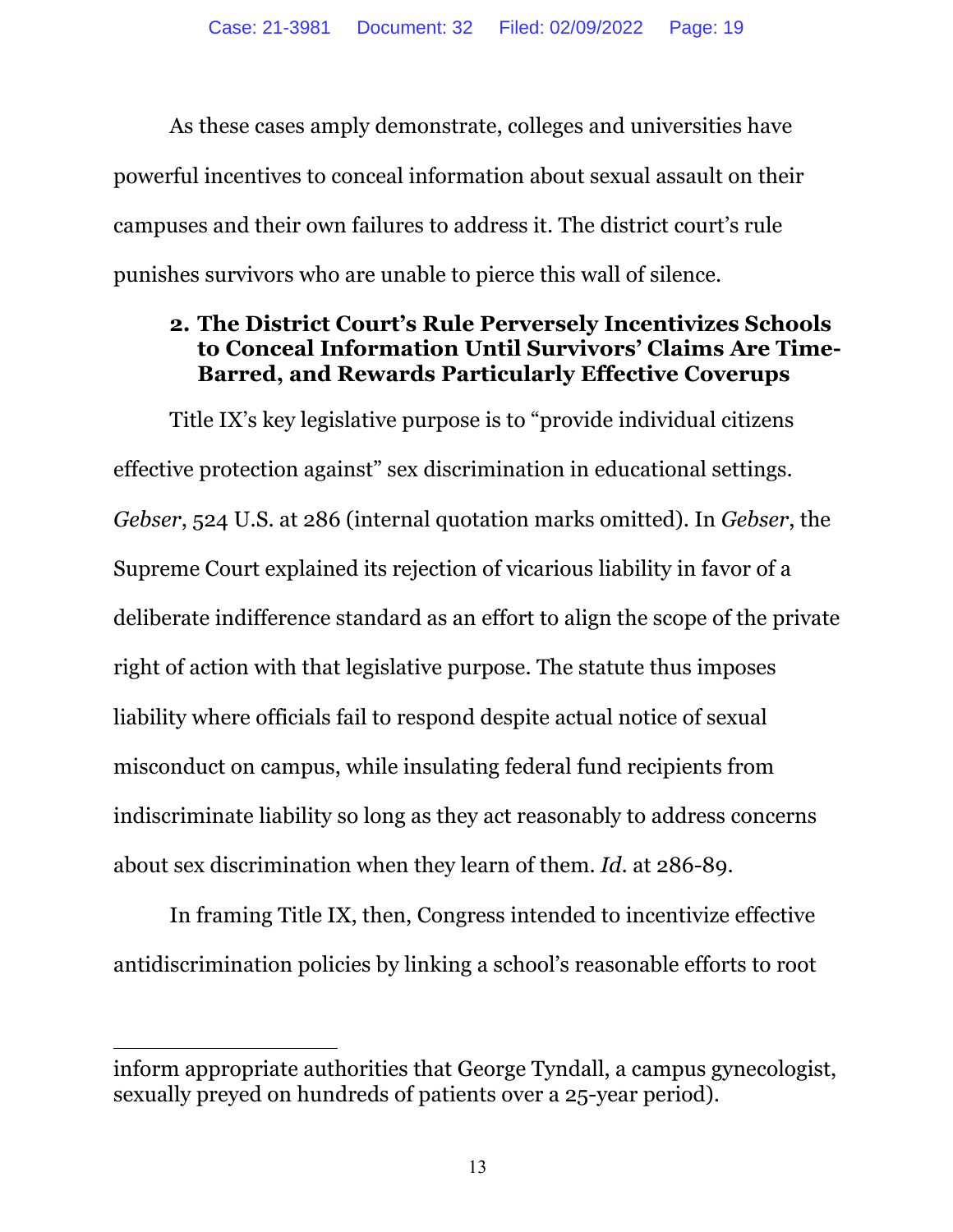As these cases amply demonstrate, colleges and universities have powerful incentives to conceal information about sexual assault on their campuses and their own failures to address it. The district court's rule punishes survivors who are unable to pierce this wall of silence.

### 2. The District Court's Rule Perversely Incentivizes Schools to Conceal Information Until Survivors' Claims Are Time-Barred, and Rewards Particularly Effective Coverups

Title IX's key legislative purpose is to "provide individual citizens effective protection against" sex discrimination in educational settings. *Gebser*, 524 U.S. at 286 (internal quotation marks omitted). In *Gebser*, the Supreme Court explained its rejection of vicarious liability in favor of a deliberate indifference standard as an effort to align the scope of the private right of action with that legislative purpose. The statute thus imposes liability where officials fail to respond despite actual notice of sexual misconduct on campus, while insulating federal fund recipients from indiscriminate liability so long as they act reasonably to address concerns about sex discrimination when they learn of them. *Id.* at 286-89.

In framing Title IX, then, Congress intended to incentivize effective antidiscrimination policies by linking a school's reasonable efforts to root

---

inform appropriate authorities that George Tyndall, a campus gynecologist, sexually preyed on hundreds of patients over a 25-year period).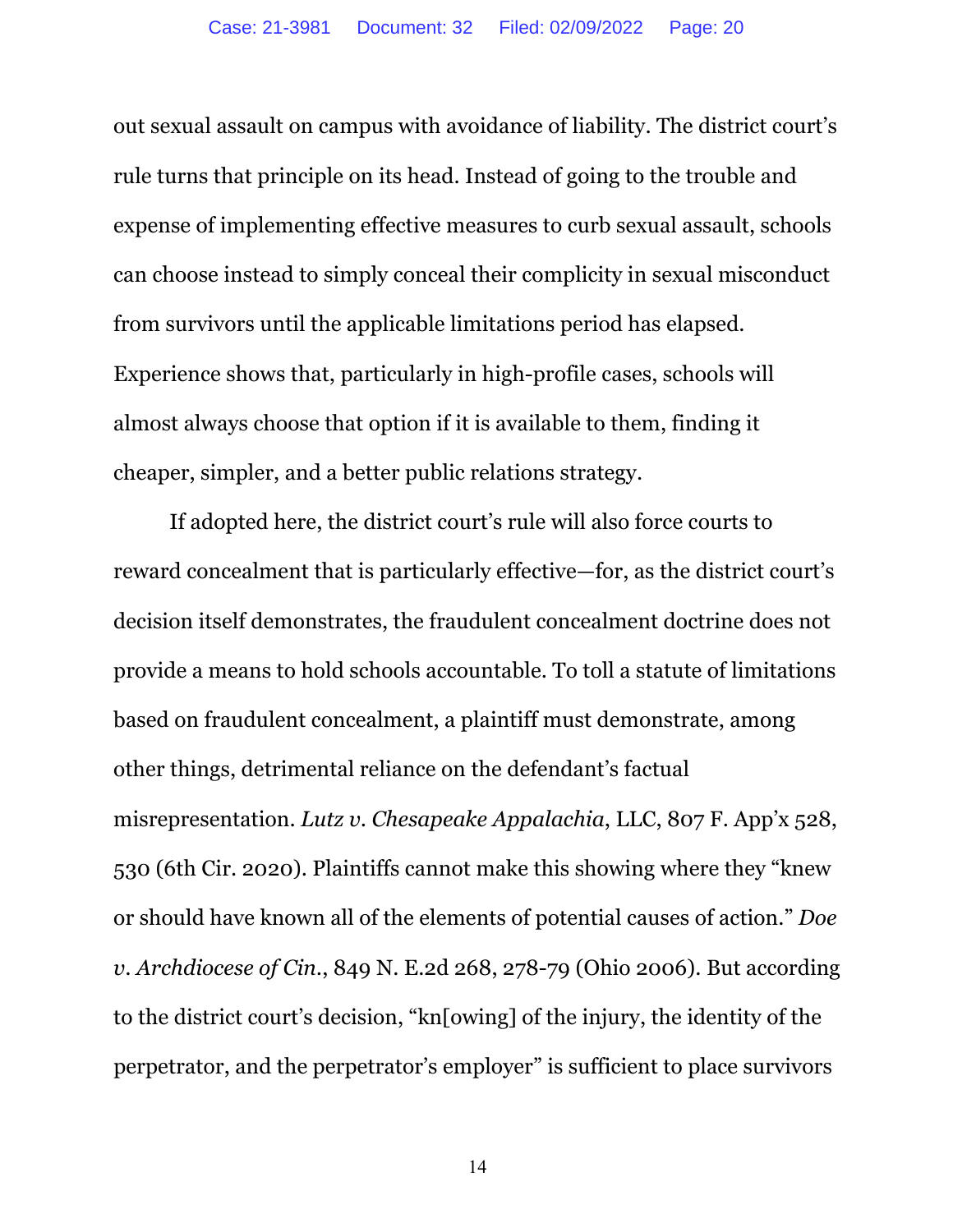out sexual assault on campus with avoidance of liability. The district court's rule turns that principle on its head. Instead of going to the trouble and expense of implementing effective measures to curb sexual assault, schools can choose instead to simply conceal their complicity in sexual misconduct from survivors until the applicable limitations period has elapsed. Experience shows that, particularly in high-profile cases, schools will almost always choose that option if it is available to them, finding it cheaper, simpler, and a better public relations strategy.

If adopted here, the district court's rule will also force courts to reward concealment that is particularly effective—for, as the district court's decision itself demonstrates, the fraudulent concealment doctrine does not provide a means to hold schools accountable. To toll a statute of limitations based on fraudulent concealment, a plaintiff must demonstrate, among other things, detrimental reliance on the defendant's factual misrepresentation. *Lutz v. Chesapeake Appalachia*, LLC, 807 F. App'x 528, 530 (6th Cir. 2020). Plaintiffs cannot make this showing where they "knew or should have known all of the elements of potential causes of action." *Doe v. Archdiocese of Cin.*, 849 N. E.2d 268, 278-79 (Ohio 2006). But according to the district court's decision, "kn[owing] of the injury, the identity of the perpetrator, and the perpetrator's employer" is sufficient to place survivors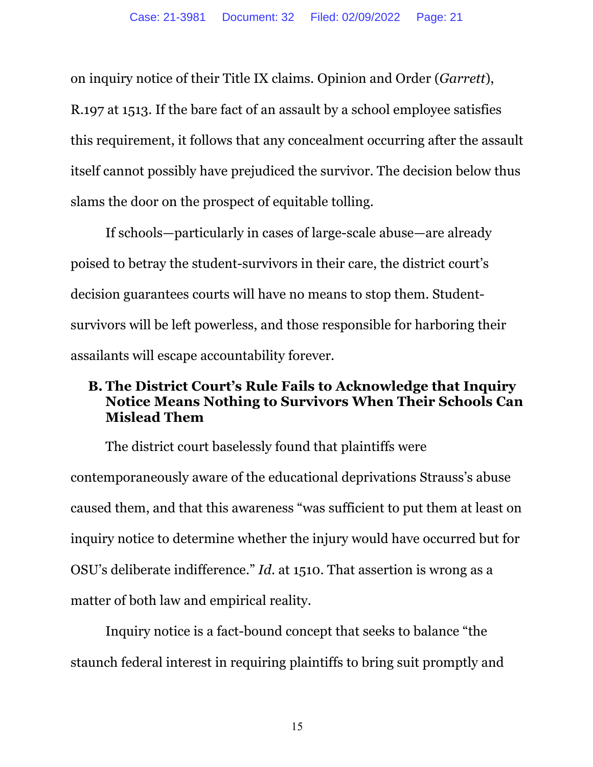on inquiry notice of their Title IX claims. Opinion and Order (*Garrett*), R.197 at 1513. If the bare fact of an assault by a school employee satisfies this requirement, it follows that any concealment occurring after the assault itself cannot possibly have prejudiced the survivor. The decision below thus slams the door on the prospect of equitable tolling.

If schools—particularly in cases of large-scale abuse—are already poised to betray the student-survivors in their care, the district court's decision guarantees courts will have no means to stop them. Student-survivors will be left powerless, and those responsible for harboring their assailants will escape accountability forever.

### B. The District Court's Rule Fails to Acknowledge that Inquiry Notice Means Nothing to Survivors When Their Schools Can Mislead Them

The district court baselessly found that plaintiffs were contemporaneously aware of the educational deprivations Strauss's abuse caused them, and that this awareness "was sufficient to put them at least on inquiry notice to determine whether the injury would have occurred but for OSU's deliberate indifference." *Id.* at 1510. That assertion is wrong as a matter of both law and empirical reality.

Inquiry notice is a fact-bound concept that seeks to balance "the staunch federal interest in requiring plaintiffs to bring suit promptly and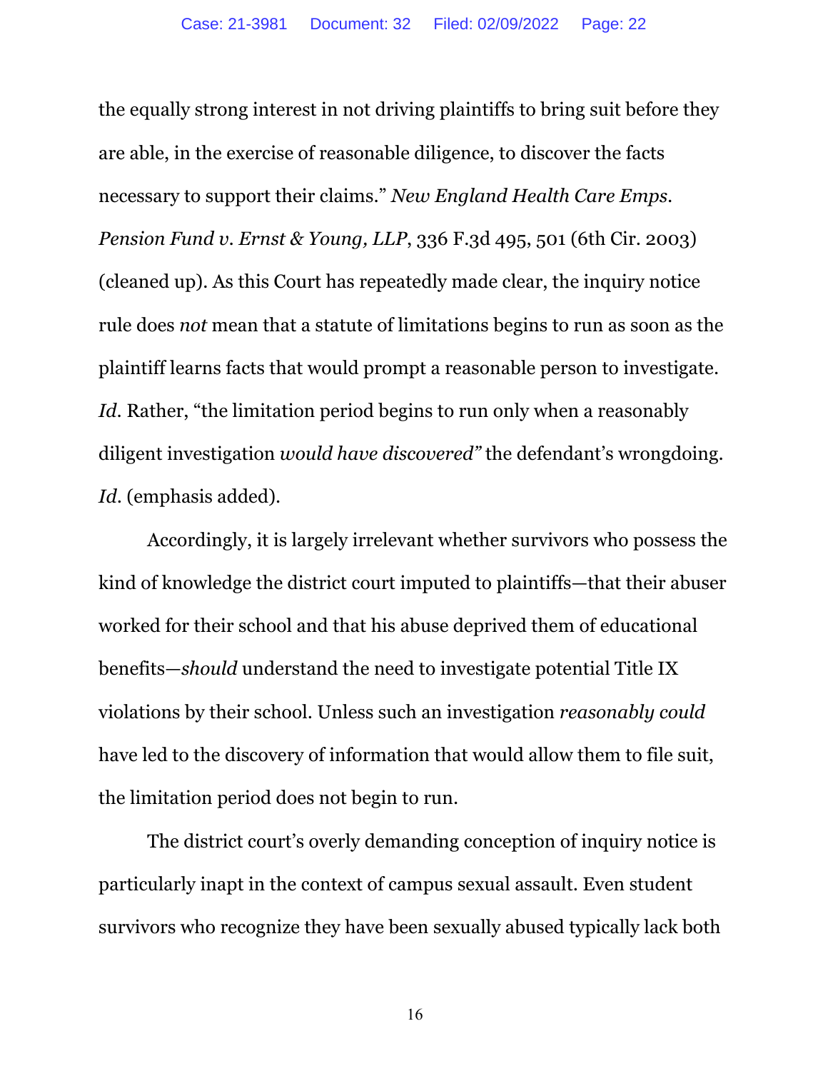the equally strong interest in not driving plaintiffs to bring suit before they are able, in the exercise of reasonable diligence, to discover the facts necessary to support their claims." *New England Health Care Emps. Pension Fund v. Ernst & Young, LLP*, 336 F.3d 495, 501 (6th Cir. 2003) (cleaned up). As this Court has repeatedly made clear, the inquiry notice rule does *not* mean that a statute of limitations begins to run as soon as the plaintiff learns facts that would prompt a reasonable person to investigate. *Id.* Rather, "the limitation period begins to run only when a reasonably diligent investigation *would have discovered"* the defendant's wrongdoing. *Id.* (emphasis added).

Accordingly, it is largely irrelevant whether survivors who possess the kind of knowledge the district court imputed to plaintiffs—that their abuser worked for their school and that his abuse deprived them of educational benefits—*should* understand the need to investigate potential Title IX violations by their school. Unless such an investigation *reasonably could* have led to the discovery of information that would allow them to file suit, the limitation period does not begin to run.

The district court's overly demanding conception of inquiry notice is particularly inapt in the context of campus sexual assault. Even student survivors who recognize they have been sexually abused typically lack both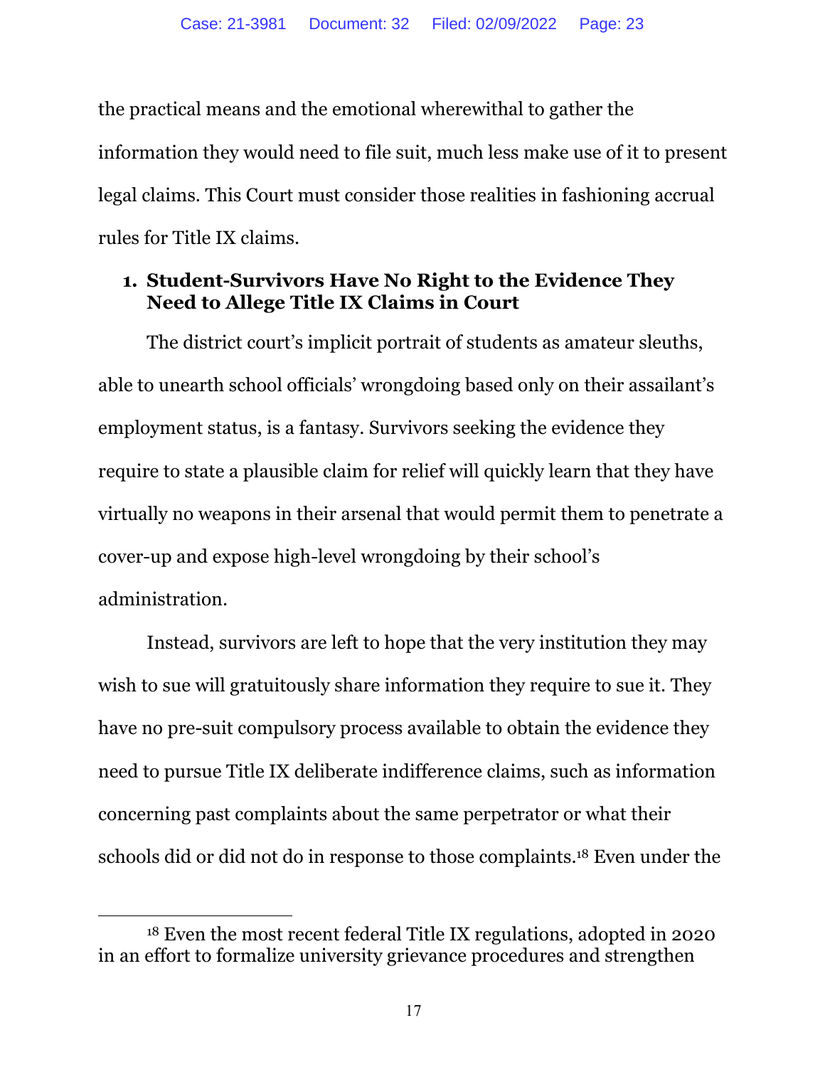the practical means and the emotional wherewithal to gather the information they would need to file suit, much less make use of it to present legal claims. This Court must consider those realities in fashioning accrual rules for Title IX claims.

### 1. Student-Survivors Have No Right to the Evidence They Need to Allege Title IX Claims in Court

The district court's implicit portrait of students as amateur sleuths, able to unearth school officials' wrongdoing based only on their assailant's employment status, is a fantasy. Survivors seeking the evidence they require to state a plausible claim for relief will quickly learn that they have virtually no weapons in their arsenal that would permit them to penetrate a cover-up and expose high-level wrongdoing by their school's administration.

Instead, survivors are left to hope that the very institution they may wish to sue will gratuitously share information they require to sue it. They have no pre-suit compulsory process available to obtain the evidence they need to pursue Title IX deliberate indifference claims, such as information concerning past complaints about the same perpetrator or what their schools did or did not do in response to those complaints.[18] Even under the

[18] Even the most recent federal Title IX regulations, adopted in 2020 in an effort to formalize university grievance procedures and strengthen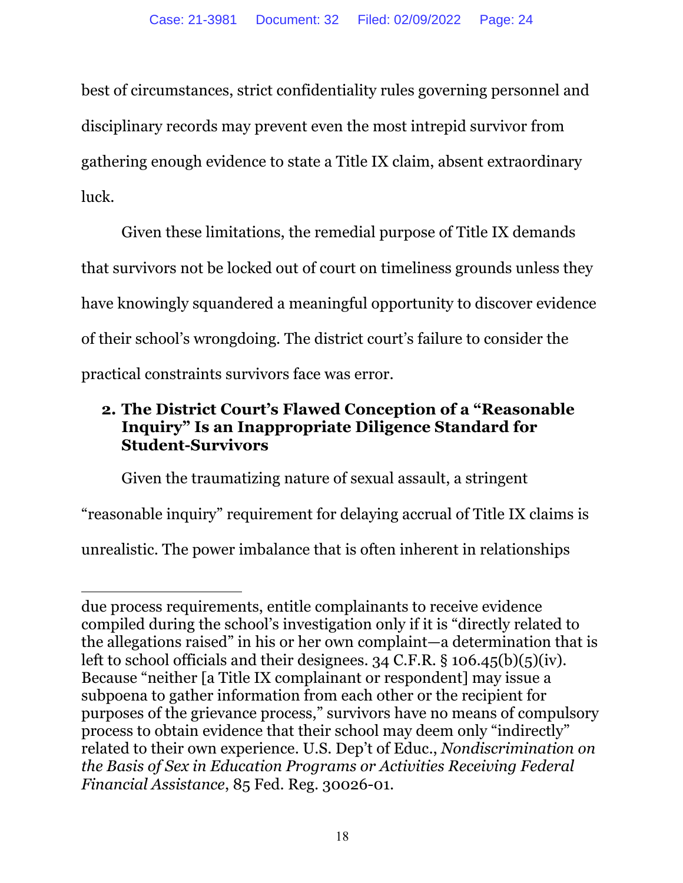best of circumstances, strict confidentiality rules governing personnel and disciplinary records may prevent even the most intrepid survivor from gathering enough evidence to state a Title IX claim, absent extraordinary luck.

Given these limitations, the remedial purpose of Title IX demands that survivors not be locked out of court on timeliness grounds unless they have knowingly squandered a meaningful opportunity to discover evidence of their school's wrongdoing. The district court's failure to consider the practical constraints survivors face was error.

### 2. The District Court's Flawed Conception of a "Reasonable Inquiry" Is an Inappropriate Diligence Standard for Student-Survivors

Given the traumatizing nature of sexual assault, a stringent "reasonable inquiry" requirement for delaying accrual of Title IX claims is unrealistic. The power imbalance that is often inherent in relationships

---

due process requirements, entitle complainants to receive evidence compiled during the school's investigation only if it is "directly related to the allegations raised" in his or her own complaint—a determination that is left to school officials and their designees. 34 C.F.R. § 106.45(b)(5)(iv). Because "neither [a Title IX complainant or respondent] may issue a subpoena to gather information from each other or the recipient for purposes of the grievance process," survivors have no means of compulsory process to obtain evidence that their school may deem only "indirectly" related to their own experience. U.S. Dep't of Educ., *Nondiscrimination on the Basis of Sex in Education Programs or Activities Receiving Federal Financial Assistance*, 85 Fed. Reg. 30026-01.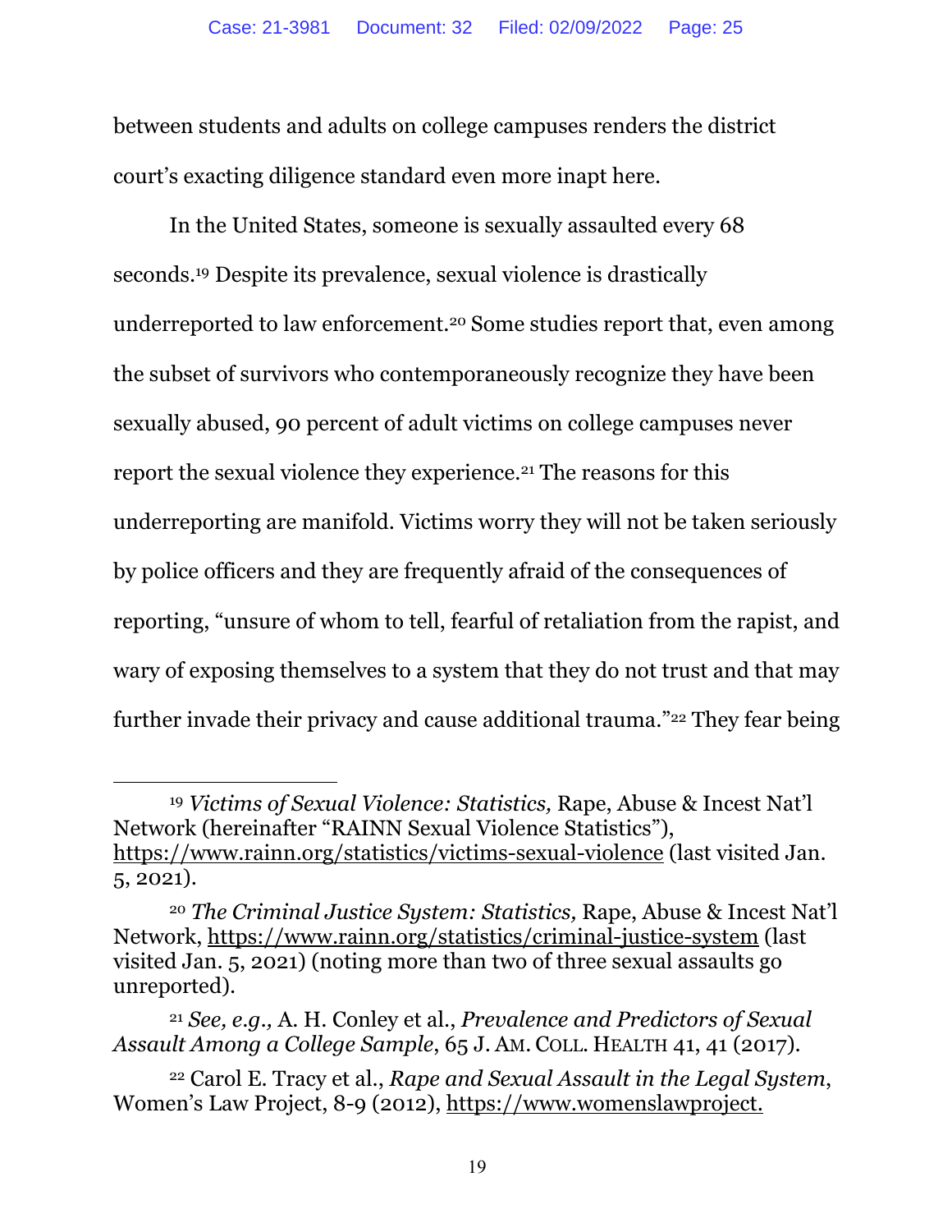between students and adults on college campuses renders the district court's exacting diligence standard even more inapt here.

In the United States, someone is sexually assaulted every 68 seconds.[19] Despite its prevalence, sexual violence is drastically underreported to law enforcement.[20] Some studies report that, even among the subset of survivors who contemporaneously recognize they have been sexually abused, 90 percent of adult victims on college campuses never report the sexual violence they experience.[21] The reasons for this underreporting are manifold. Victims worry they will not be taken seriously by police officers and they are frequently afraid of the consequences of reporting, "unsure of whom to tell, fearful of retaliation from the rapist, and wary of exposing themselves to a system that they do not trust and that may further invade their privacy and cause additional trauma."[22] They fear being

---

[19] *Victims of Sexual Violence: Statistics,* Rape, Abuse & Incest Nat'l Network (hereinafter "RAINN Sexual Violence Statistics"), https://www.rainn.org/statistics/victims-sexual-violence (last visited Jan. 5, 2021).

[20] *The Criminal Justice System: Statistics,* Rape, Abuse & Incest Nat'l Network, https://www.rainn.org/statistics/criminal-justice-system (last visited Jan. 5, 2021) (noting more than two of three sexual assaults go unreported).

[21] *See, e.g.,* A. H. Conley et al., *Prevalence and Predictors of Sexual Assault Among a College Sample*, 65 J. AM. COLL. HEALTH 41, 41 (2017).

[22] Carol E. Tracy et al., *Rape and Sexual Assault in the Legal System*, Women's Law Project, 8-9 (2012), https://www.womenslawproject.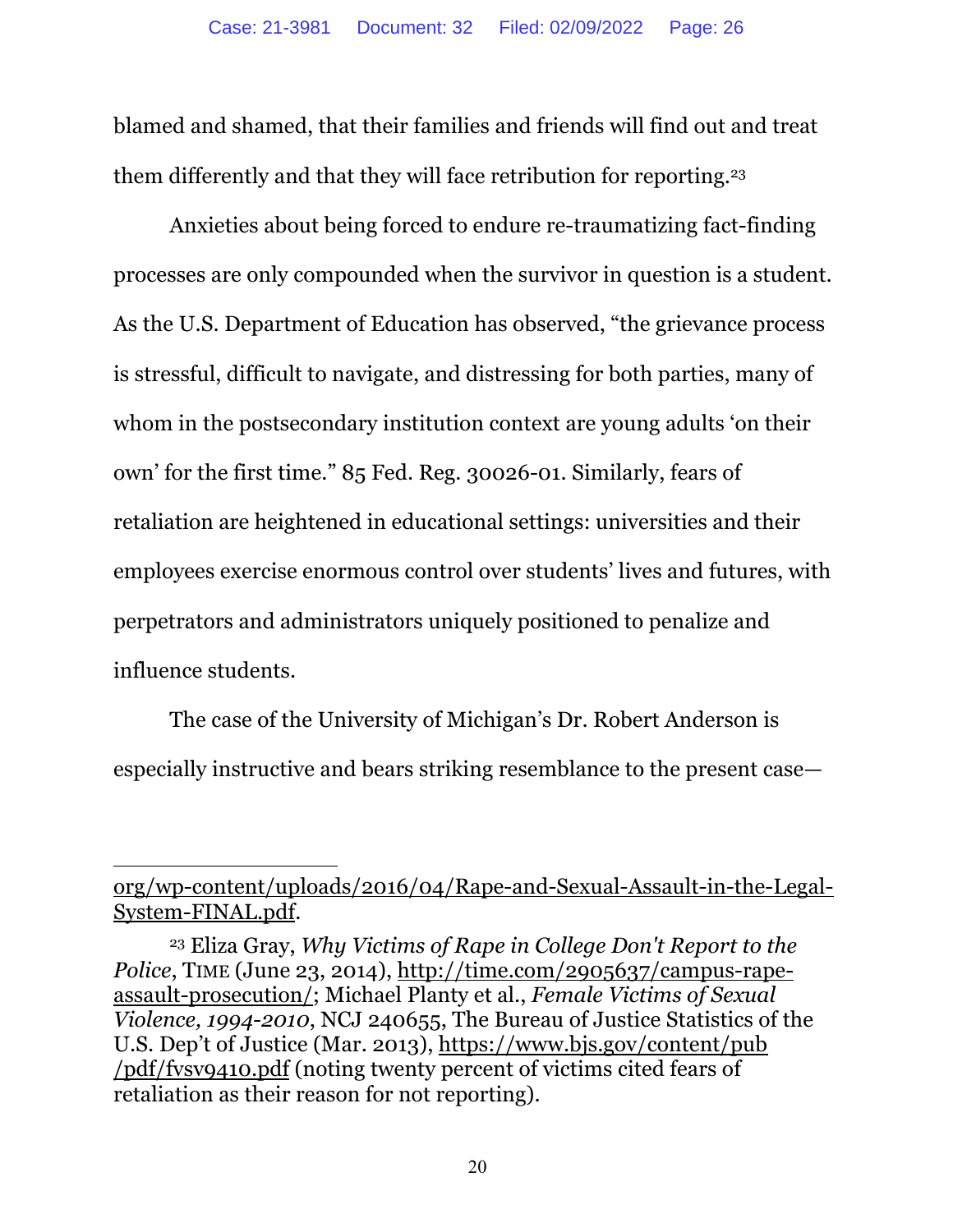blamed and shamed, that their families and friends will find out and treat them differently and that they will face retribution for reporting.[23]

Anxieties about being forced to endure re-traumatizing fact-finding processes are only compounded when the survivor in question is a student. As the U.S. Department of Education has observed, "the grievance process is stressful, difficult to navigate, and distressing for both parties, many of whom in the postsecondary institution context are young adults 'on their own' for the first time." 85 Fed. Reg. 30026-01. Similarly, fears of retaliation are heightened in educational settings: universities and their employees exercise enormous control over students' lives and futures, with perpetrators and administrators uniquely positioned to penalize and influence students.

The case of the University of Michigan's Dr. Robert Anderson is especially instructive and bears striking resemblance to the present case—

---

org/wp-content/uploads/2016/04/Rape-and-Sexual-Assault-in-the-Legal-System-FINAL.pdf.

[23] Eliza Gray, *Why Victims of Rape in College Don't Report to the Police*, TIME (June 23, 2014), http://time.com/2905637/campus-rape-assault-prosecution/; Michael Planty et al., *Female Victims of Sexual Violence, 1994-2010*, NCJ 240655, The Bureau of Justice Statistics of the U.S. Dep't of Justice (Mar. 2013), https://www.bjs.gov/content/pub/pdf/fvsv9410.pdf (noting twenty percent of victims cited fears of retaliation as their reason for not reporting).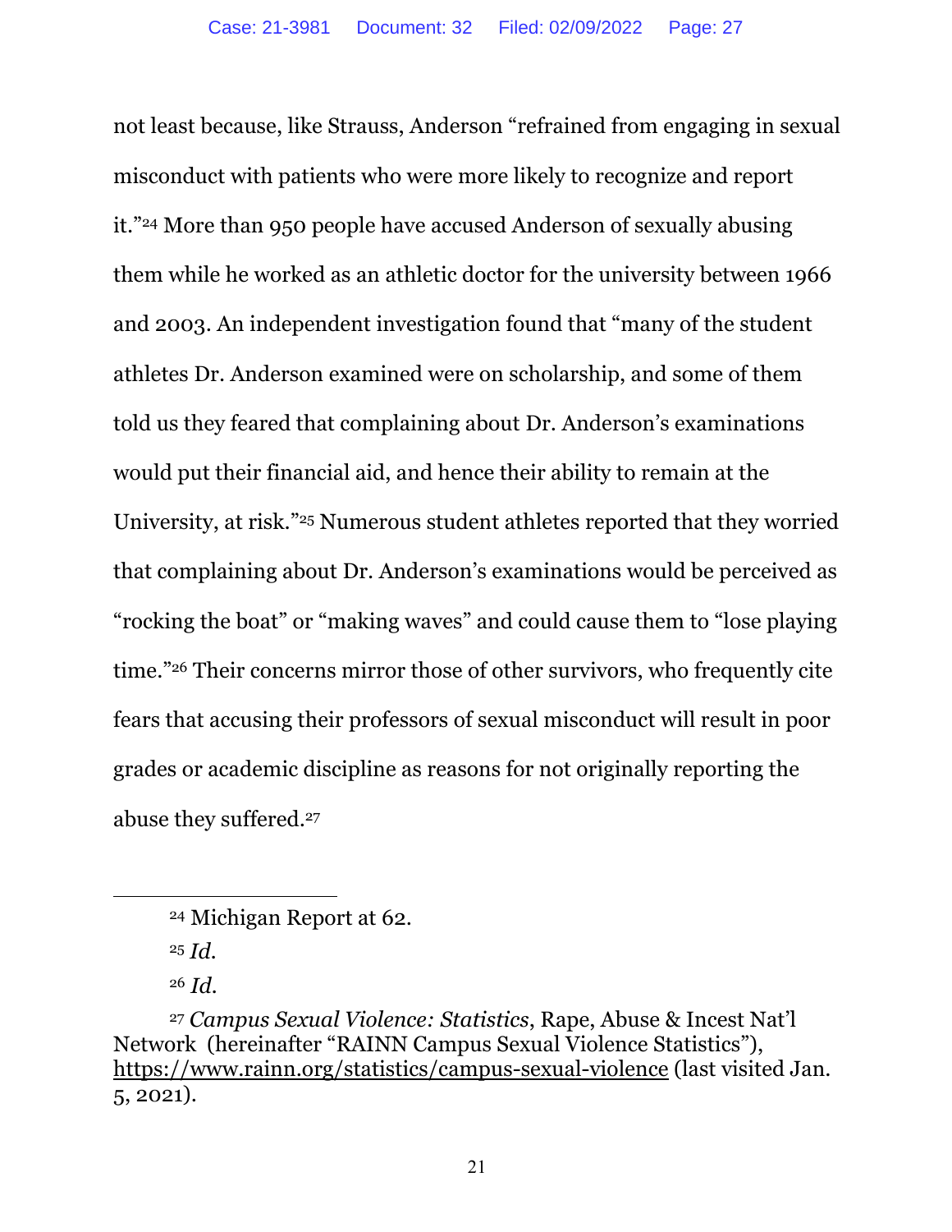not least because, like Strauss, Anderson "refrained from engaging in sexual misconduct with patients who were more likely to recognize and report it."[24] More than 950 people have accused Anderson of sexually abusing them while he worked as an athletic doctor for the university between 1966 and 2003. An independent investigation found that "many of the student athletes Dr. Anderson examined were on scholarship, and some of them told us they feared that complaining about Dr. Anderson's examinations would put their financial aid, and hence their ability to remain at the University, at risk."[25] Numerous student athletes reported that they worried that complaining about Dr. Anderson's examinations would be perceived as "rocking the boat" or "making waves" and could cause them to "lose playing time."[26] Their concerns mirror those of other survivors, who frequently cite fears that accusing their professors of sexual misconduct will result in poor grades or academic discipline as reasons for not originally reporting the abuse they suffered.[27]

---

[24] Michigan Report at 62.

[25] *Id.*

[26] *Id.*

[27] *Campus Sexual Violence: Statistics*, Rape, Abuse & Incest Nat'l Network (hereinafter "RAINN Campus Sexual Violence Statistics"), https://www.rainn.org/statistics/campus-sexual-violence (last visited Jan. 5, 2021).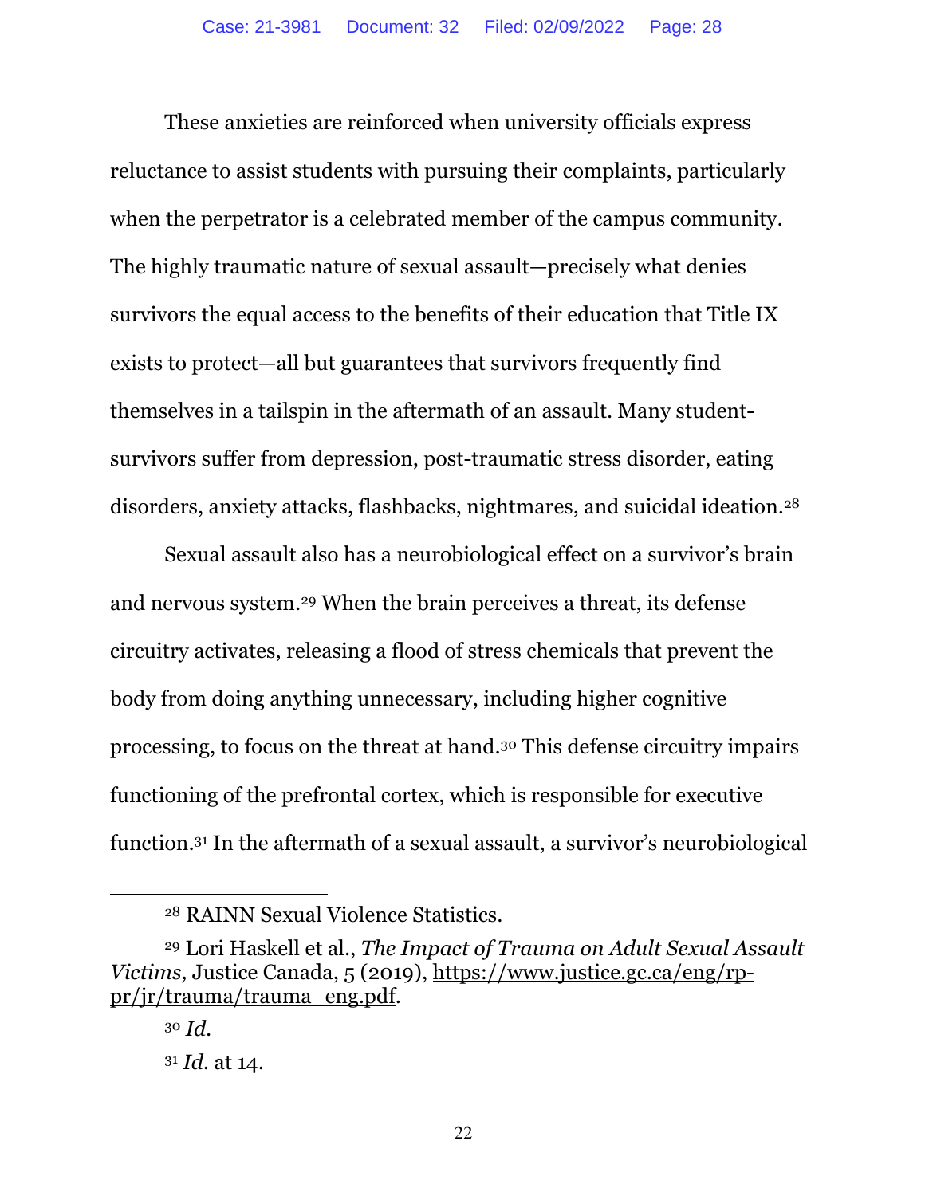These anxieties are reinforced when university officials express reluctance to assist students with pursuing their complaints, particularly when the perpetrator is a celebrated member of the campus community. The highly traumatic nature of sexual assault—precisely what denies survivors the equal access to the benefits of their education that Title IX exists to protect—all but guarantees that survivors frequently find themselves in a tailspin in the aftermath of an assault. Many student-survivors suffer from depression, post-traumatic stress disorder, eating disorders, anxiety attacks, flashbacks, nightmares, and suicidal ideation.[28]

Sexual assault also has a neurobiological effect on a survivor's brain and nervous system.[29] When the brain perceives a threat, its defense circuitry activates, releasing a flood of stress chemicals that prevent the body from doing anything unnecessary, including higher cognitive processing, to focus on the threat at hand.[30] This defense circuitry impairs functioning of the prefrontal cortex, which is responsible for executive function.[31] In the aftermath of a sexual assault, a survivor's neurobiological

---

[28] RAINN Sexual Violence Statistics.

[29] Lori Haskell et al., *The Impact of Trauma on Adult Sexual Assault Victims,* Justice Canada, 5 (2019), https://www.justice.gc.ca/eng/rp-pr/jr/trauma/trauma_eng.pdf.

[30] *Id.*

[31] *Id.* at 14.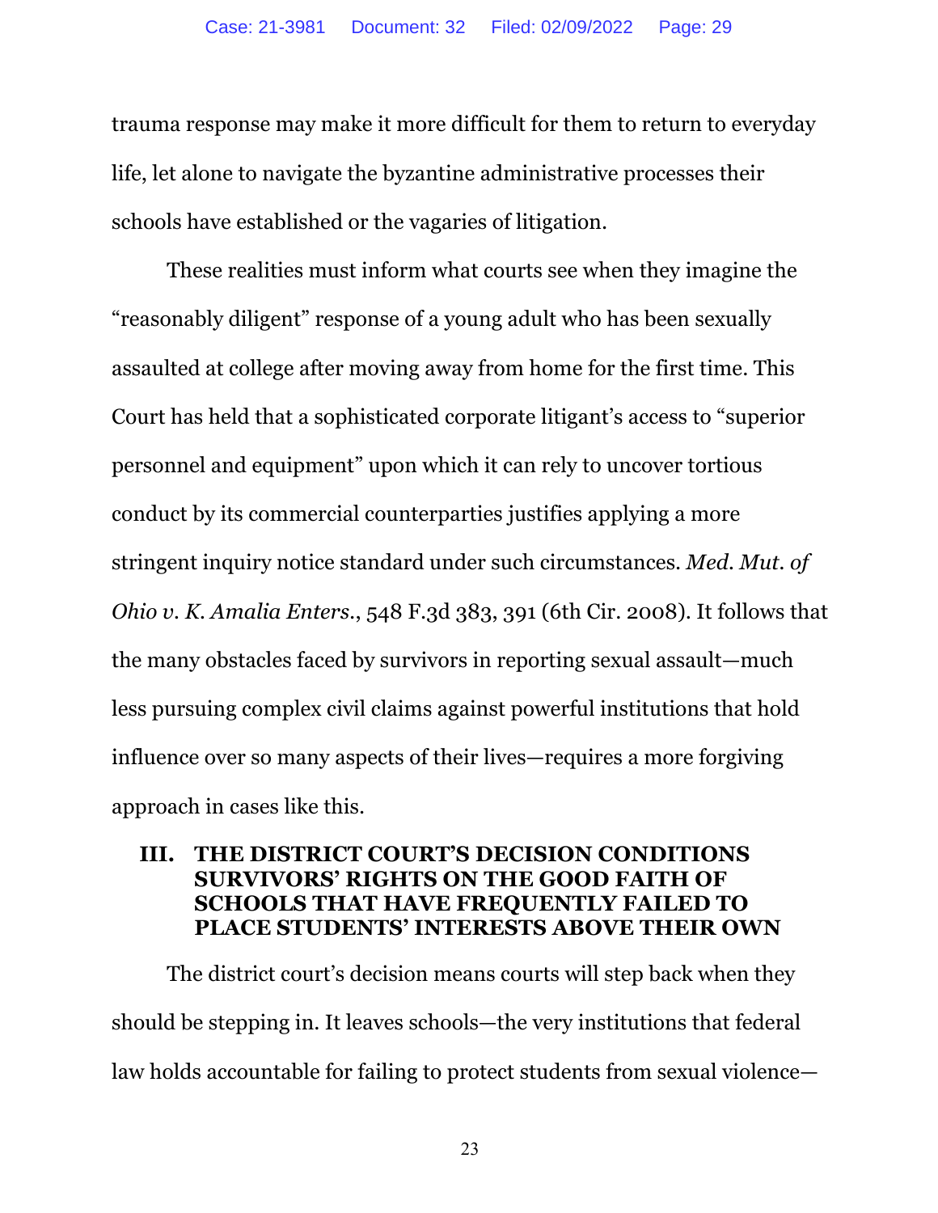trauma response may make it more difficult for them to return to everyday life, let alone to navigate the byzantine administrative processes their schools have established or the vagaries of litigation.

These realities must inform what courts see when they imagine the "reasonably diligent" response of a young adult who has been sexually assaulted at college after moving away from home for the first time. This Court has held that a sophisticated corporate litigant's access to "superior personnel and equipment" upon which it can rely to uncover tortious conduct by its commercial counterparties justifies applying a more stringent inquiry notice standard under such circumstances. *Med. Mut. of Ohio v. K. Amalia Enters.*, 548 F.3d 383, 391 (6th Cir. 2008). It follows that the many obstacles faced by survivors in reporting sexual assault—much less pursuing complex civil claims against powerful institutions that hold influence over so many aspects of their lives—requires a more forgiving approach in cases like this.

## III. THE DISTRICT COURT'S DECISION CONDITIONS SURVIVORS' RIGHTS ON THE GOOD FAITH OF SCHOOLS THAT HAVE FREQUENTLY FAILED TO PLACE STUDENTS' INTERESTS ABOVE THEIR OWN

The district court's decision means courts will step back when they should be stepping in. It leaves schools—the very institutions that federal law holds accountable for failing to protect students from sexual violence—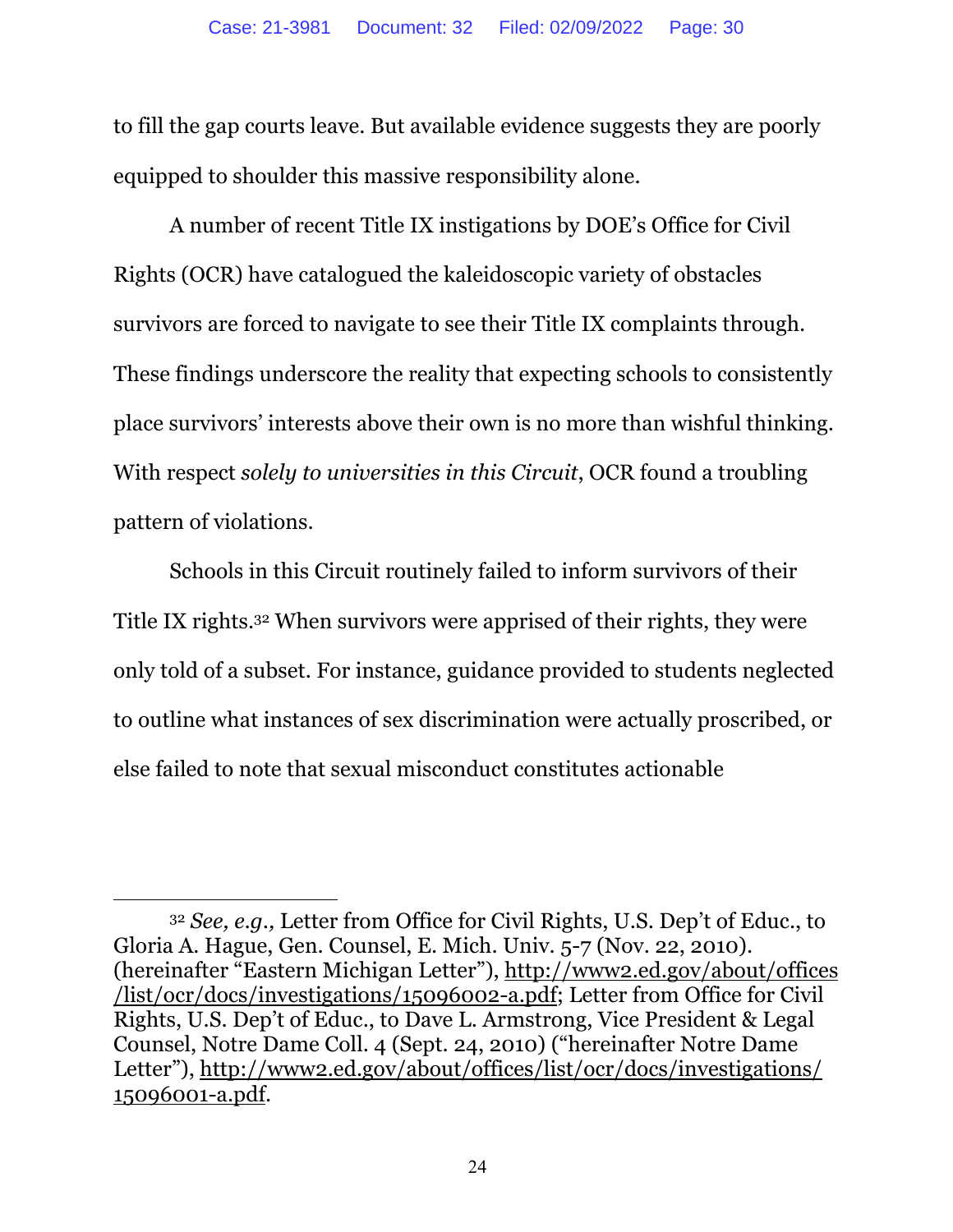to fill the gap courts leave. But available evidence suggests they are poorly equipped to shoulder this massive responsibility alone.

A number of recent Title IX instigations by DOE's Office for Civil Rights (OCR) have catalogued the kaleidoscopic variety of obstacles survivors are forced to navigate to see their Title IX complaints through. These findings underscore the reality that expecting schools to consistently place survivors' interests above their own is no more than wishful thinking. With respect *solely to universities in this Circuit*, OCR found a troubling pattern of violations.

Schools in this Circuit routinely failed to inform survivors of their Title IX rights.[32] When survivors were apprised of their rights, they were only told of a subset. For instance, guidance provided to students neglected to outline what instances of sex discrimination were actually proscribed, or else failed to note that sexual misconduct constitutes actionable

---

[32] *See, e.g.,* Letter from Office for Civil Rights, U.S. Dep't of Educ., to Gloria A. Hague, Gen. Counsel, E. Mich. Univ. 5-7 (Nov. 22, 2010). (hereinafter "Eastern Michigan Letter"), http://www2.ed.gov/about/offices/list/ocr/docs/investigations/15096002-a.pdf; Letter from Office for Civil Rights, U.S. Dep't of Educ., to Dave L. Armstrong, Vice President & Legal Counsel, Notre Dame Coll. 4 (Sept. 24, 2010) ("hereinafter Notre Dame Letter"), http://www2.ed.gov/about/offices/list/ocr/docs/investigations/15096001-a.pdf.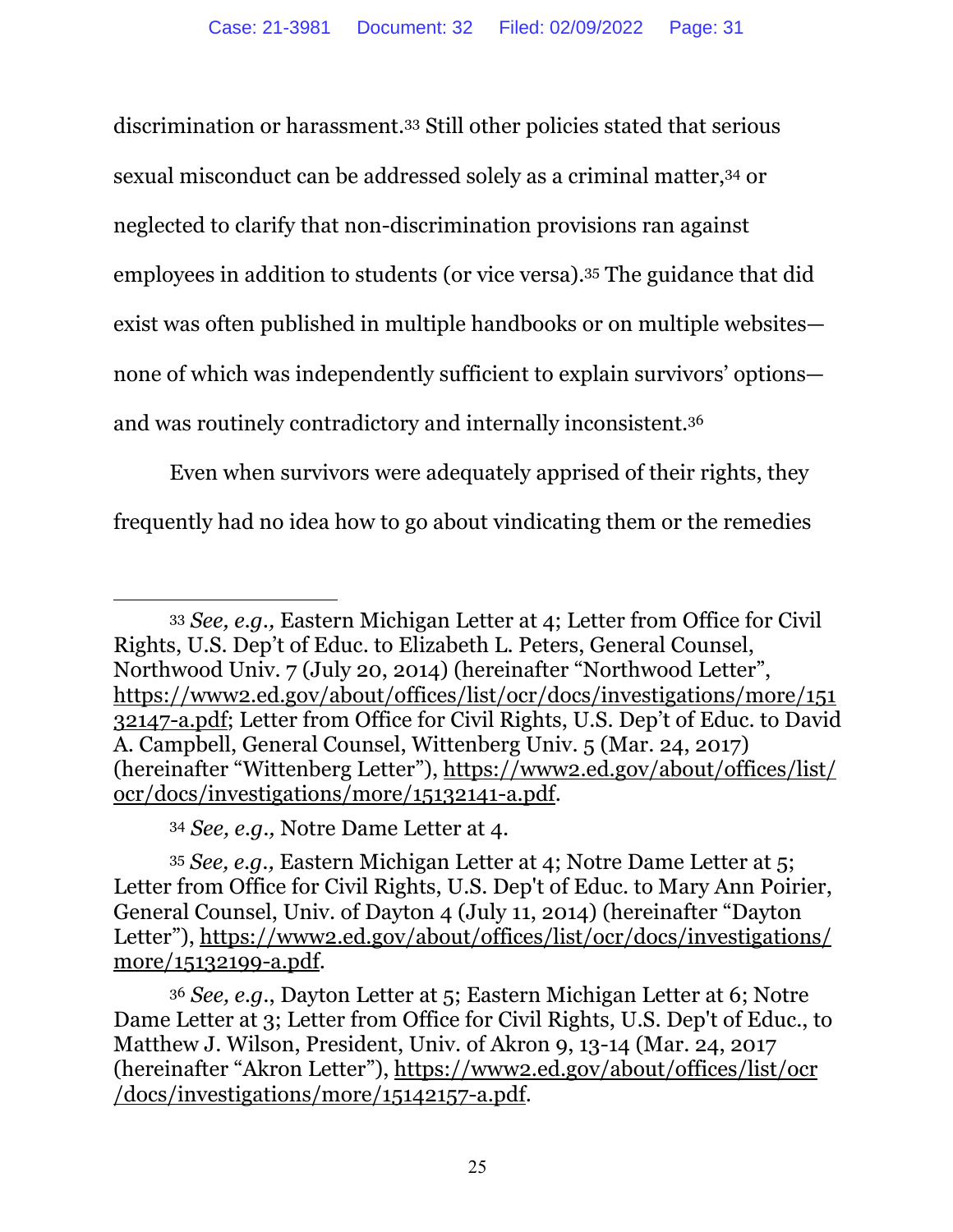discrimination or harassment.[33] Still other policies stated that serious sexual misconduct can be addressed solely as a criminal matter,[34] or neglected to clarify that non-discrimination provisions ran against employees in addition to students (or vice versa).[35] The guidance that did exist was often published in multiple handbooks or on multiple websites—none of which was independently sufficient to explain survivors' options—and was routinely contradictory and internally inconsistent.[36]

Even when survivors were adequately apprised of their rights, they frequently had no idea how to go about vindicating them or the remedies

---

[33] *See, e.g.,* Eastern Michigan Letter at 4; Letter from Office for Civil Rights, U.S. Dep't of Educ. to Elizabeth L. Peters, General Counsel, Northwood Univ. 7 (July 20, 2014) (hereinafter "Northwood Letter", https://www2.ed.gov/about/offices/list/ocr/docs/investigations/more/15132147-a.pdf; Letter from Office for Civil Rights, U.S. Dep't of Educ. to David A. Campbell, General Counsel, Wittenberg Univ. 5 (Mar. 24, 2017) (hereinafter "Wittenberg Letter"), https://www2.ed.gov/about/offices/list/ocr/docs/investigations/more/15132141-a.pdf.

[34] *See, e.g.,* Notre Dame Letter at 4.

[35] *See, e.g.,* Eastern Michigan Letter at 4; Notre Dame Letter at 5; Letter from Office for Civil Rights, U.S. Dep't of Educ. to Mary Ann Poirier, General Counsel, Univ. of Dayton 4 (July 11, 2014) (hereinafter "Dayton Letter"), https://www2.ed.gov/about/offices/list/ocr/docs/investigations/more/15132199-a.pdf.

[36] *See, e.g.*, Dayton Letter at 5; Eastern Michigan Letter at 6; Notre Dame Letter at 3; Letter from Office for Civil Rights, U.S. Dep't of Educ., to Matthew J. Wilson, President, Univ. of Akron 9, 13-14 (Mar. 24, 2017 (hereinafter "Akron Letter"), https://www2.ed.gov/about/offices/list/ocr/docs/investigations/more/15142157-a.pdf.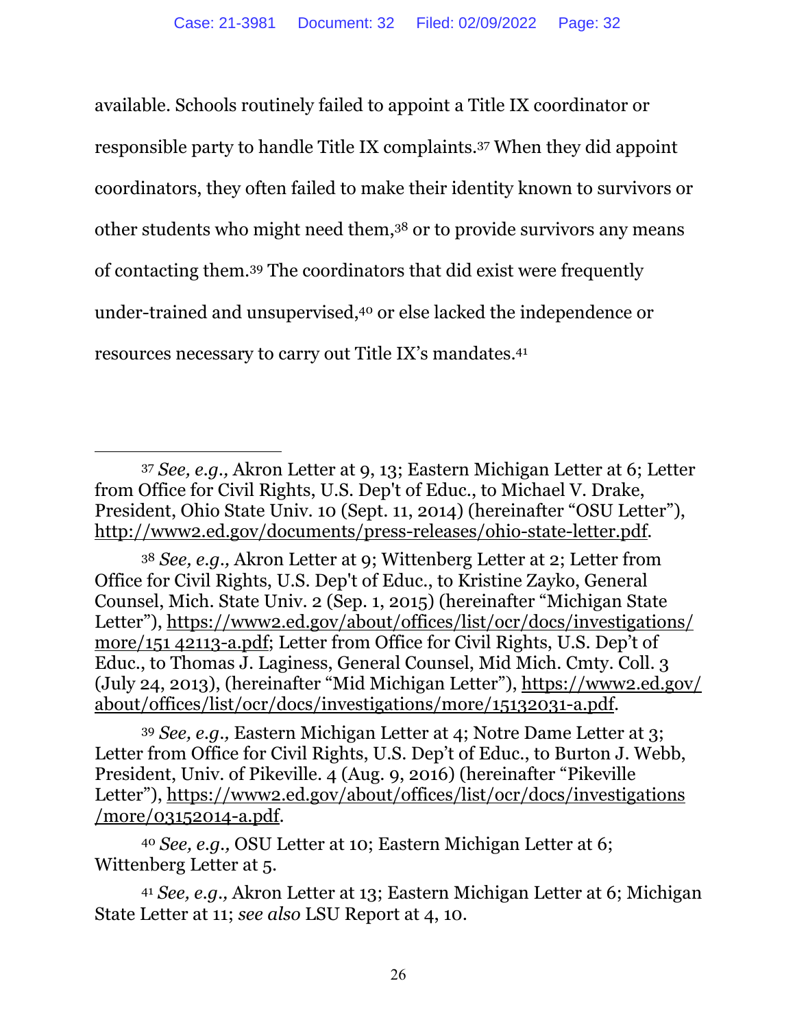available. Schools routinely failed to appoint a Title IX coordinator or responsible party to handle Title IX complaints.[37] When they did appoint coordinators, they often failed to make their identity known to survivors or other students who might need them,[38] or to provide survivors any means of contacting them.[39] The coordinators that did exist were frequently under-trained and unsupervised,[40] or else lacked the independence or resources necessary to carry out Title IX's mandates.[41]

---

[37] *See, e.g.,* Akron Letter at 9, 13; Eastern Michigan Letter at 6; Letter from Office for Civil Rights, U.S. Dep't of Educ., to Michael V. Drake, President, Ohio State Univ. 10 (Sept. 11, 2014) (hereinafter "OSU Letter"), http://www2.ed.gov/documents/press-releases/ohio-state-letter.pdf.

[38] *See, e.g.,* Akron Letter at 9; Wittenberg Letter at 2; Letter from Office for Civil Rights, U.S. Dep't of Educ., to Kristine Zayko, General Counsel, Mich. State Univ. 2 (Sep. 1, 2015) (hereinafter "Michigan State Letter"), https://www2.ed.gov/about/offices/list/ocr/docs/investigations/more/151 42113-a.pdf; Letter from Office for Civil Rights, U.S. Dep't of Educ., to Thomas J. Laginess, General Counsel, Mid Mich. Cmty. Coll. 3 (July 24, 2013), (hereinafter "Mid Michigan Letter"), https://www2.ed.gov/about/offices/list/ocr/docs/investigations/more/15132031-a.pdf.

[39] *See, e.g.,* Eastern Michigan Letter at 4; Notre Dame Letter at 3; Letter from Office for Civil Rights, U.S. Dep't of Educ., to Burton J. Webb, President, Univ. of Pikeville. 4 (Aug. 9, 2016) (hereinafter "Pikeville Letter"), https://www2.ed.gov/about/offices/list/ocr/docs/investigations/more/03152014-a.pdf.

[40] *See, e.g.,* OSU Letter at 10; Eastern Michigan Letter at 6; Wittenberg Letter at 5.

[41] *See, e.g.,* Akron Letter at 13; Eastern Michigan Letter at 6; Michigan State Letter at 11; *see also* LSU Report at 4, 10.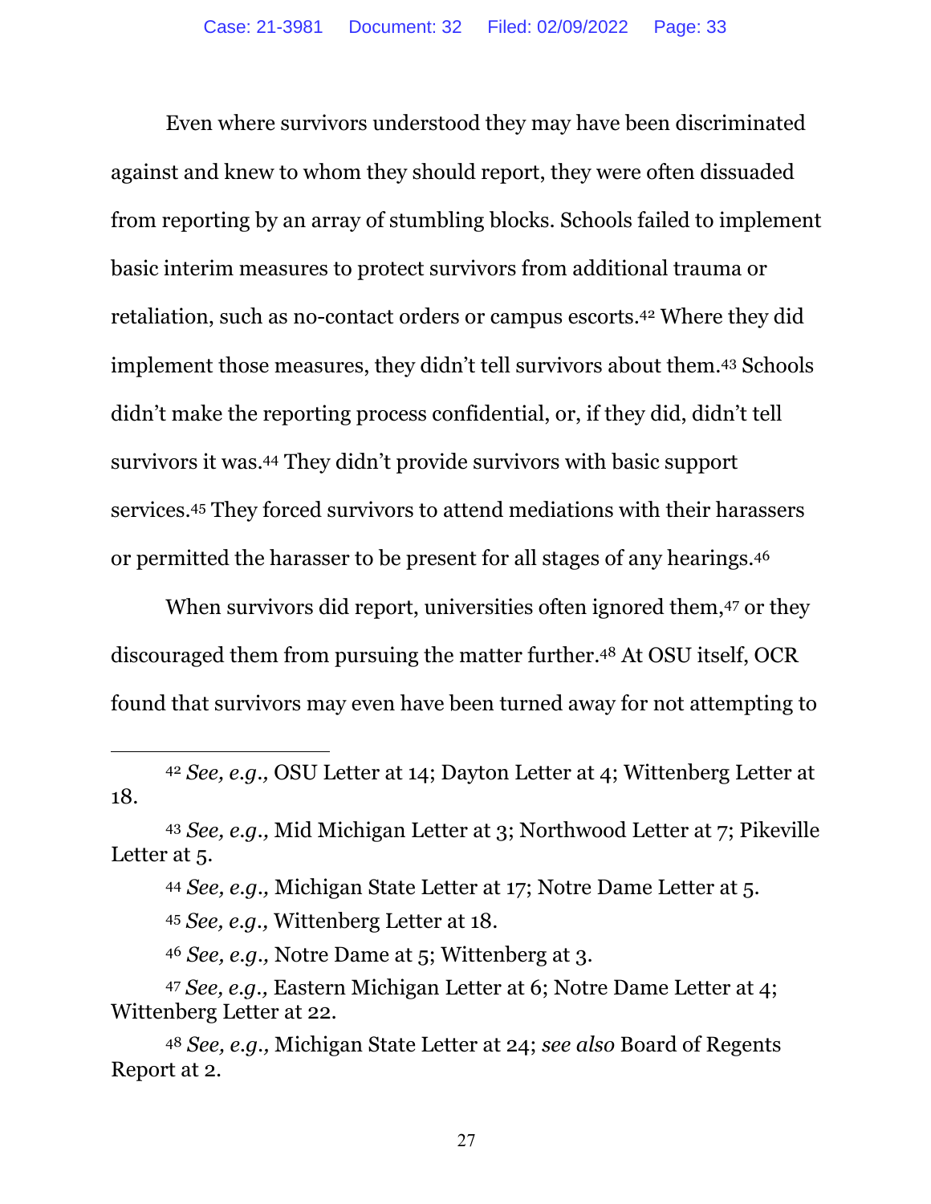Even where survivors understood they may have been discriminated against and knew to whom they should report, they were often dissuaded from reporting by an array of stumbling blocks. Schools failed to implement basic interim measures to protect survivors from additional trauma or retaliation, such as no-contact orders or campus escorts.[42] Where they did implement those measures, they didn't tell survivors about them.[43] Schools didn't make the reporting process confidential, or, if they did, didn't tell survivors it was.[44] They didn't provide survivors with basic support services.[45] They forced survivors to attend mediations with their harassers or permitted the harasser to be present for all stages of any hearings.[46]

When survivors did report, universities often ignored them,[47] or they discouraged them from pursuing the matter further.[48] At OSU itself, OCR found that survivors may even have been turned away for not attempting to

---

[42] *See, e.g.,* OSU Letter at 14; Dayton Letter at 4; Wittenberg Letter at 18.

[43] *See, e.g.,* Mid Michigan Letter at 3; Northwood Letter at 7; Pikeville Letter at 5.

[44] *See, e.g.,* Michigan State Letter at 17; Notre Dame Letter at 5.

[45] *See, e.g.,* Wittenberg Letter at 18.

[46] *See, e.g.,* Notre Dame at 5; Wittenberg at 3.

[47] *See, e.g.,* Eastern Michigan Letter at 6; Notre Dame Letter at 4; Wittenberg Letter at 22.

[48] *See, e.g.,* Michigan State Letter at 24; *see also* Board of Regents Report at 2.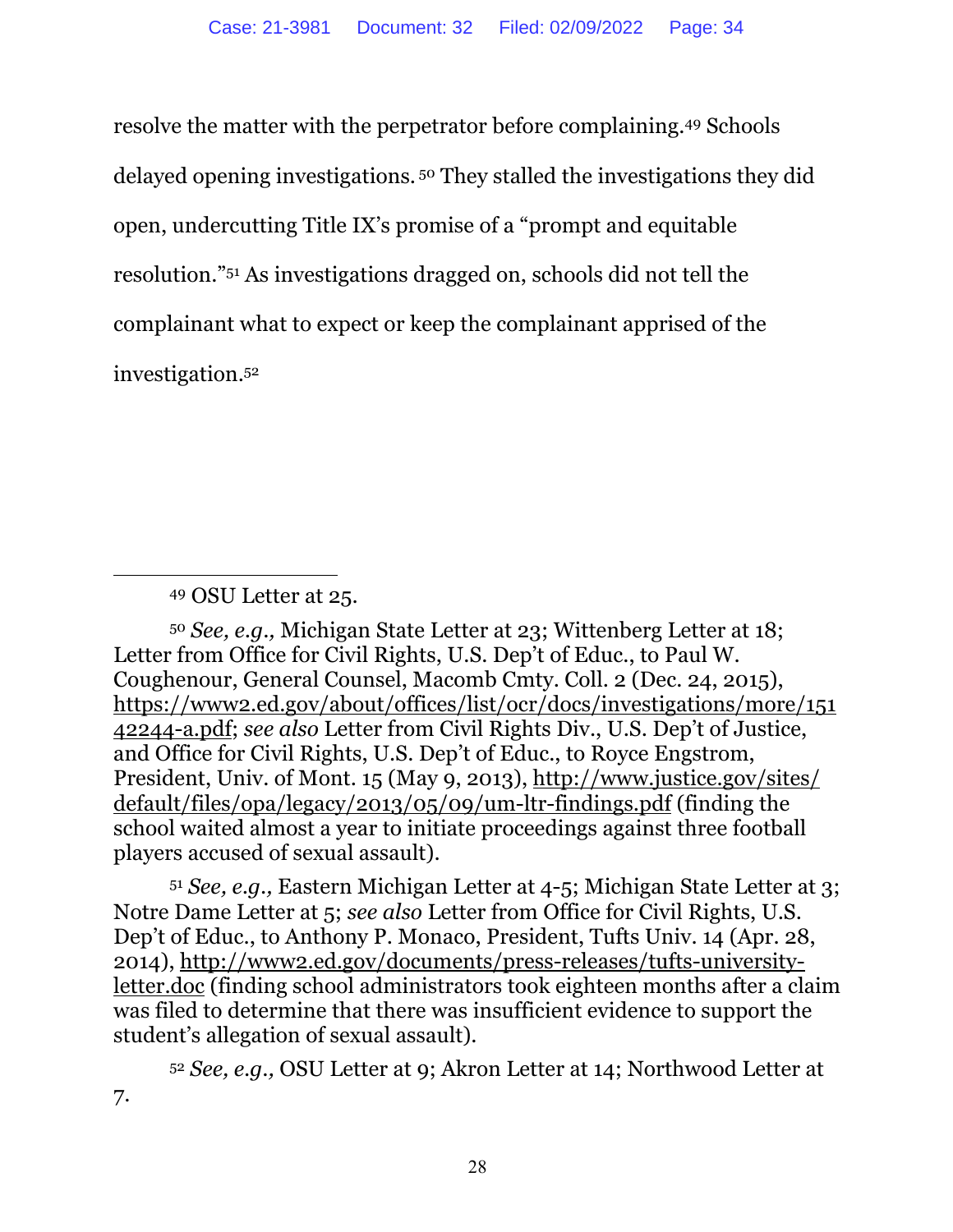resolve the matter with the perpetrator before complaining.[49] Schools delayed opening investigations.[50] They stalled the investigations they did open, undercutting Title IX's promise of a "prompt and equitable resolution."[51] As investigations dragged on, schools did not tell the complainant what to expect or keep the complainant apprised of the investigation.[52]

---

[49] OSU Letter at 25.

[50] *See, e.g.,* Michigan State Letter at 23; Wittenberg Letter at 18; Letter from Office for Civil Rights, U.S. Dep't of Educ., to Paul W. Coughenour, General Counsel, Macomb Cmty. Coll. 2 (Dec. 24, 2015), https://www2.ed.gov/about/offices/list/ocr/docs/investigations/more/15142244-a.pdf; *see also* Letter from Civil Rights Div., U.S. Dep't of Justice, and Office for Civil Rights, U.S. Dep't of Educ., to Royce Engstrom, President, Univ. of Mont. 15 (May 9, 2013), http://www.justice.gov/sites/default/files/opa/legacy/2013/05/09/um-ltr-findings.pdf (finding the school waited almost a year to initiate proceedings against three football players accused of sexual assault).

[51] *See, e.g.,* Eastern Michigan Letter at 4-5; Michigan State Letter at 3; Notre Dame Letter at 5; *see also* Letter from Office for Civil Rights, U.S. Dep't of Educ., to Anthony P. Monaco, President, Tufts Univ. 14 (Apr. 28, 2014), http://www2.ed.gov/documents/press-releases/tufts-university-letter.doc (finding school administrators took eighteen months after a claim was filed to determine that there was insufficient evidence to support the student's allegation of sexual assault).

[52] *See, e.g.,* OSU Letter at 9; Akron Letter at 14; Northwood Letter at 7.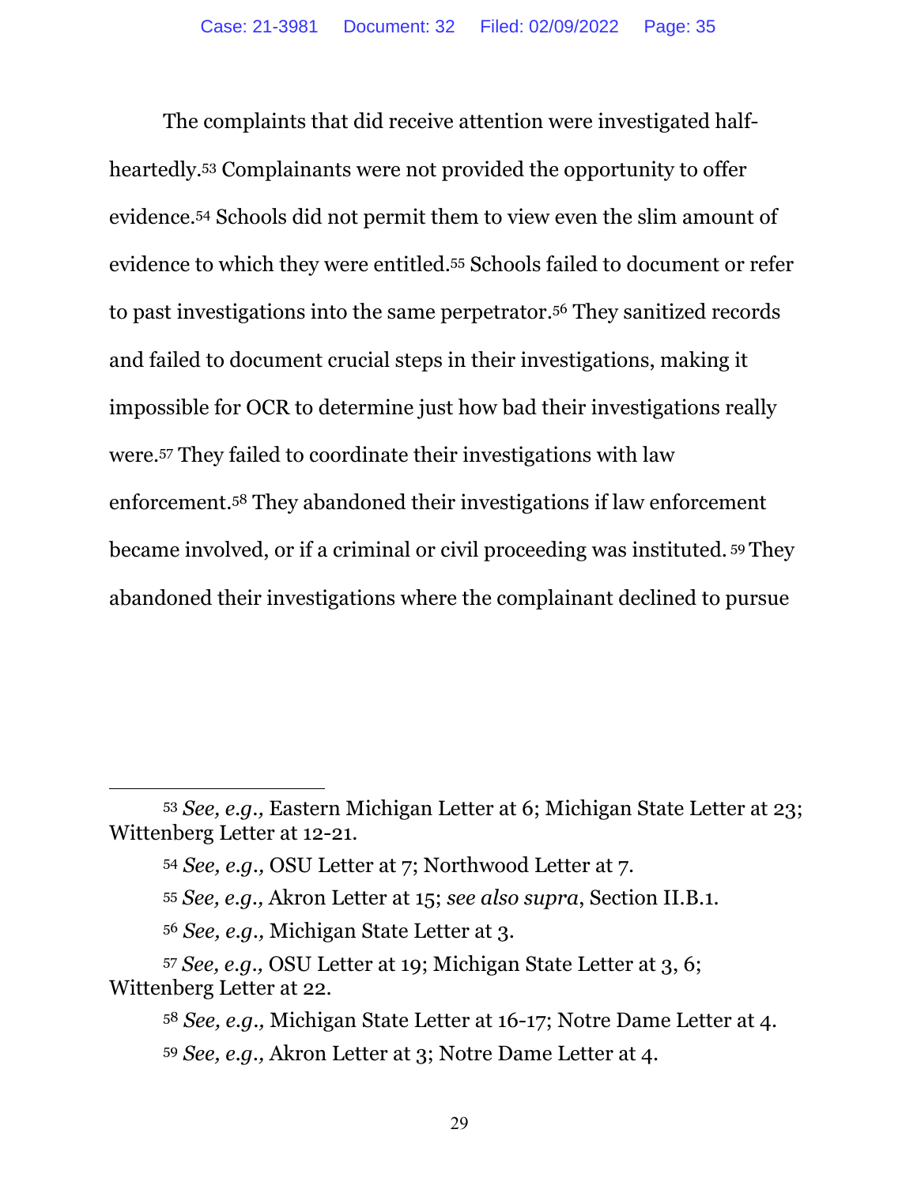The complaints that did receive attention were investigated half-heartedly.[53] Complainants were not provided the opportunity to offer evidence.[54] Schools did not permit them to view even the slim amount of evidence to which they were entitled.[55] Schools failed to document or refer to past investigations into the same perpetrator.[56] They sanitized records and failed to document crucial steps in their investigations, making it impossible for OCR to determine just how bad their investigations really were.[57] They failed to coordinate their investigations with law enforcement.[58] They abandoned their investigations if law enforcement became involved, or if a criminal or civil proceeding was instituted.[59] They abandoned their investigations where the complainant declined to pursue

---

[53] *See, e.g.,* Eastern Michigan Letter at 6; Michigan State Letter at 23; Wittenberg Letter at 12-21.

[54] *See, e.g.,* OSU Letter at 7; Northwood Letter at 7.

[55] *See, e.g.,* Akron Letter at 15; *see also supra*, Section II.B.1.

[56] *See, e.g.,* Michigan State Letter at 3.

[57] *See, e.g.,* OSU Letter at 19; Michigan State Letter at 3, 6; Wittenberg Letter at 22.

[58] *See, e.g.,* Michigan State Letter at 16-17; Notre Dame Letter at 4.

[59] *See, e.g.,* Akron Letter at 3; Notre Dame Letter at 4.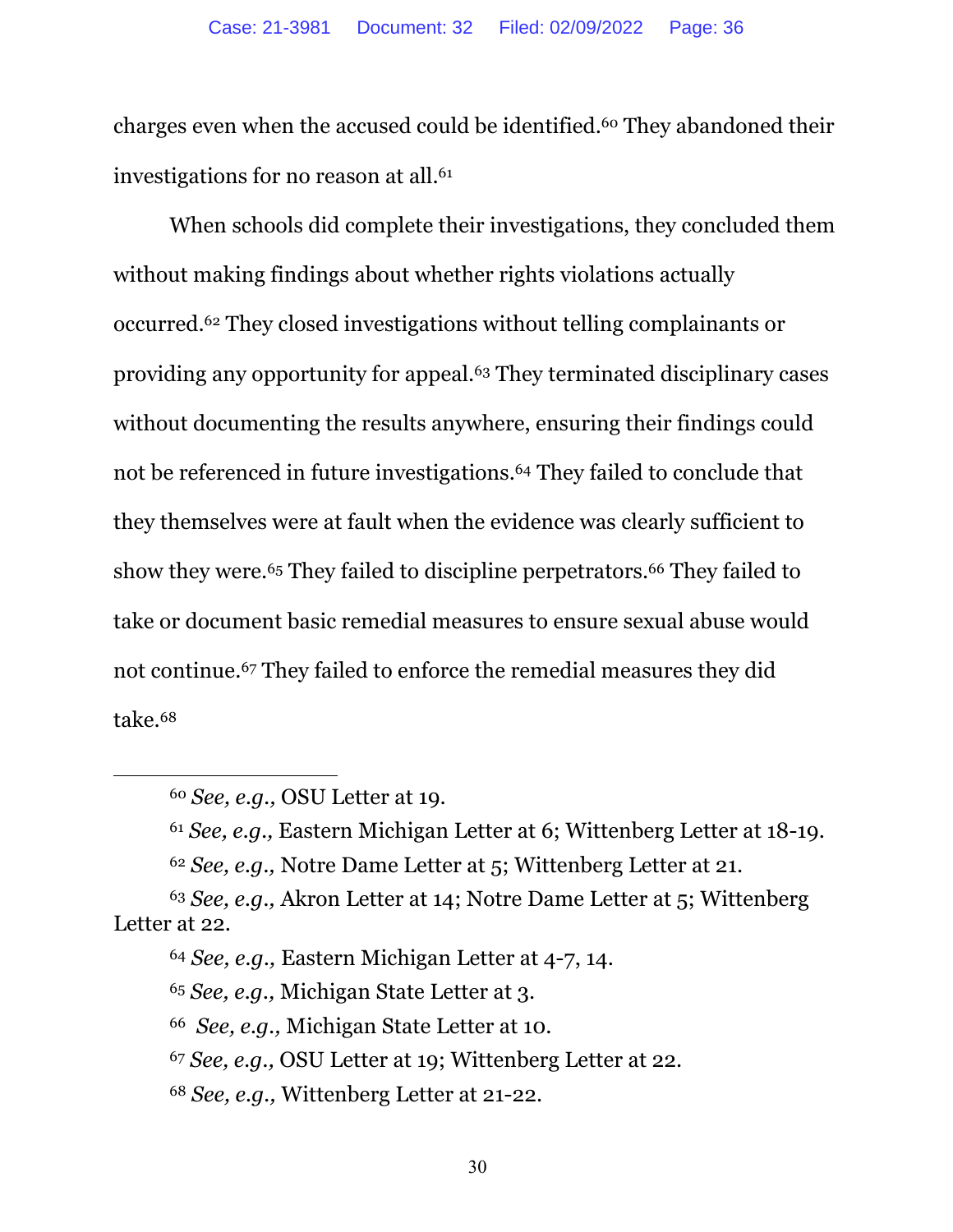charges even when the accused could be identified.[60] They abandoned their investigations for no reason at all.[61]

When schools did complete their investigations, they concluded them without making findings about whether rights violations actually occurred.[62] They closed investigations without telling complainants or providing any opportunity for appeal.[63] They terminated disciplinary cases without documenting the results anywhere, ensuring their findings could not be referenced in future investigations.[64] They failed to conclude that they themselves were at fault when the evidence was clearly sufficient to show they were.[65] They failed to discipline perpetrators.[66] They failed to take or document basic remedial measures to ensure sexual abuse would not continue.[67] They failed to enforce the remedial measures they did take.[68]

---

[60] *See, e.g.,* OSU Letter at 19.

[61] *See, e.g.,* Eastern Michigan Letter at 6; Wittenberg Letter at 18-19.

[62] *See, e.g.,* Notre Dame Letter at 5; Wittenberg Letter at 21.

[63] *See, e.g.,* Akron Letter at 14; Notre Dame Letter at 5; Wittenberg Letter at 22.

[64] *See, e.g.,* Eastern Michigan Letter at 4-7, 14.

[65] *See, e.g.,* Michigan State Letter at 3.

[66] *See, e.g.,* Michigan State Letter at 10.

[67] *See, e.g.,* OSU Letter at 19; Wittenberg Letter at 22.

[68] *See, e.g.,* Wittenberg Letter at 21-22.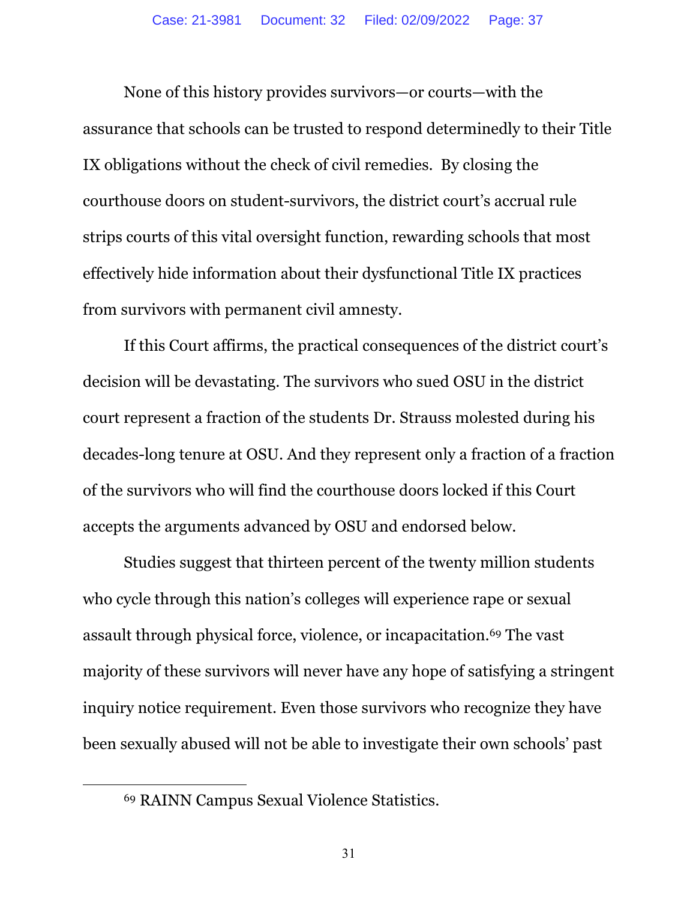None of this history provides survivors—or courts—with the assurance that schools can be trusted to respond determinedly to their Title IX obligations without the check of civil remedies. By closing the courthouse doors on student-survivors, the district court's accrual rule strips courts of this vital oversight function, rewarding schools that most effectively hide information about their dysfunctional Title IX practices from survivors with permanent civil amnesty.

If this Court affirms, the practical consequences of the district court's decision will be devastating. The survivors who sued OSU in the district court represent a fraction of the students Dr. Strauss molested during his decades-long tenure at OSU. And they represent only a fraction of a fraction of the survivors who will find the courthouse doors locked if this Court accepts the arguments advanced by OSU and endorsed below.

Studies suggest that thirteen percent of the twenty million students who cycle through this nation's colleges will experience rape or sexual assault through physical force, violence, or incapacitation.[69] The vast majority of these survivors will never have any hope of satisfying a stringent inquiry notice requirement. Even those survivors who recognize they have been sexually abused will not be able to investigate their own schools' past

[69] RAINN Campus Sexual Violence Statistics.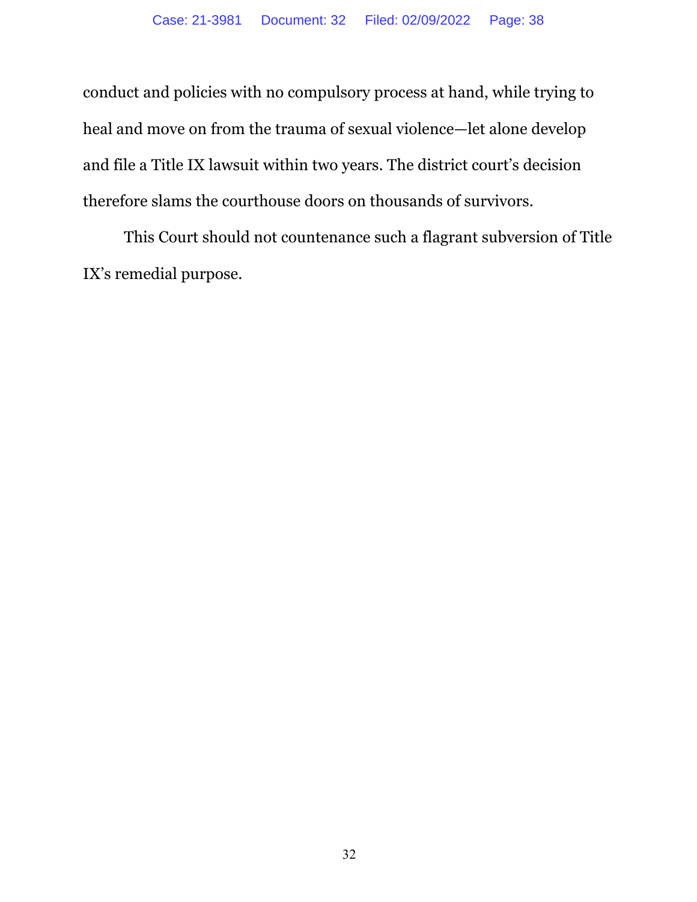conduct and policies with no compulsory process at hand, while trying to heal and move on from the trauma of sexual violence—let alone develop and file a Title IX lawsuit within two years. The district court's decision therefore slams the courthouse doors on thousands of survivors.

This Court should not countenance such a flagrant subversion of Title IX's remedial purpose.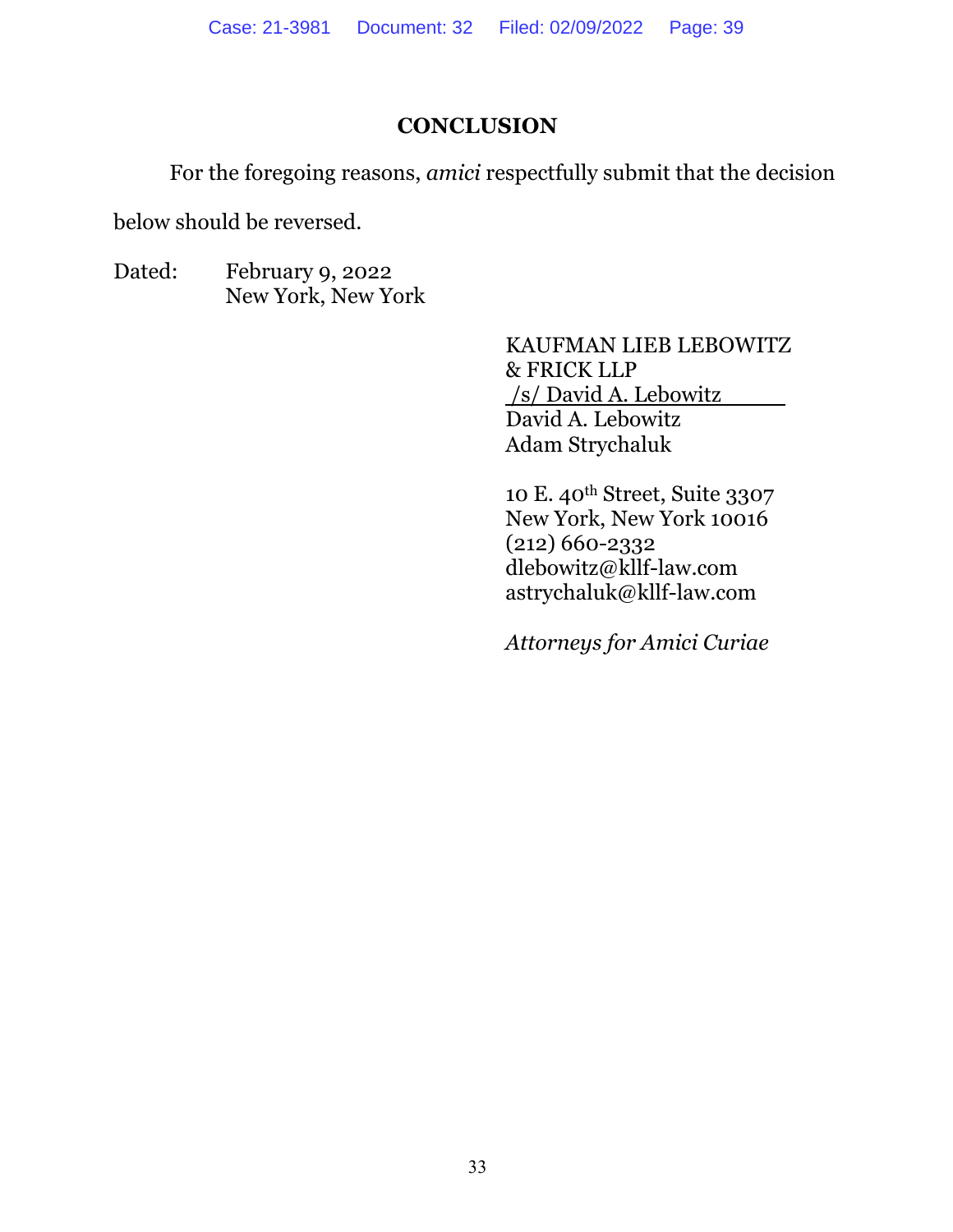## CONCLUSION

For the foregoing reasons, *amici* respectfully submit that the decision below should be reversed.

Dated: February 9, 2022
New York, New York

KAUFMAN LIEB LEBOWITZ
& FRICK LLP
/s/ David A. Lebowitz
David A. Lebowitz
Adam Strychaluk

10 E. 40th Street, Suite 3307
New York, New York 10016
(212) 660-2332
dlebowitz@kllf-law.com
astrychaluk@kllf-law.com

*Attorneys for Amici Curiae*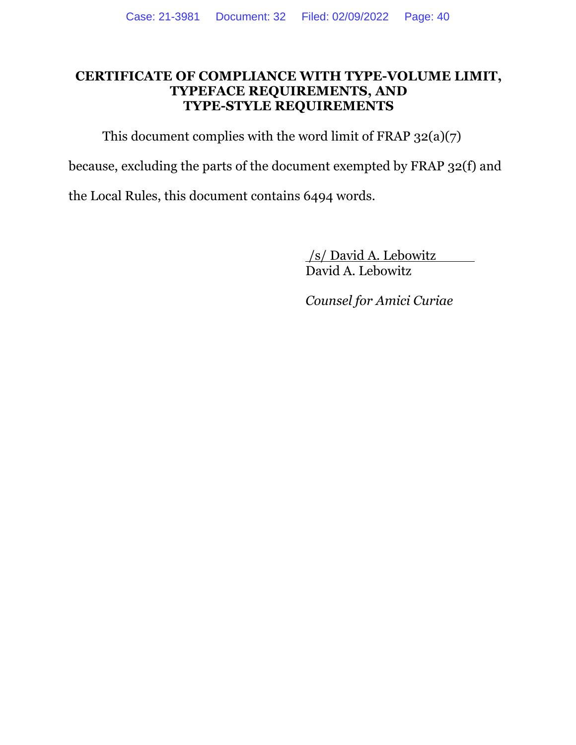# CERTIFICATE OF COMPLIANCE WITH TYPE-VOLUME LIMIT, TYPEFACE REQUIREMENTS, AND TYPE-STYLE REQUIREMENTS

This document complies with the word limit of FRAP 32(a)(7) because, excluding the parts of the document exempted by FRAP 32(f) and the Local Rules, this document contains 6494 words.

/s/ David A. Lebowitz
David A. Lebowitz

*Counsel for Amici Curiae*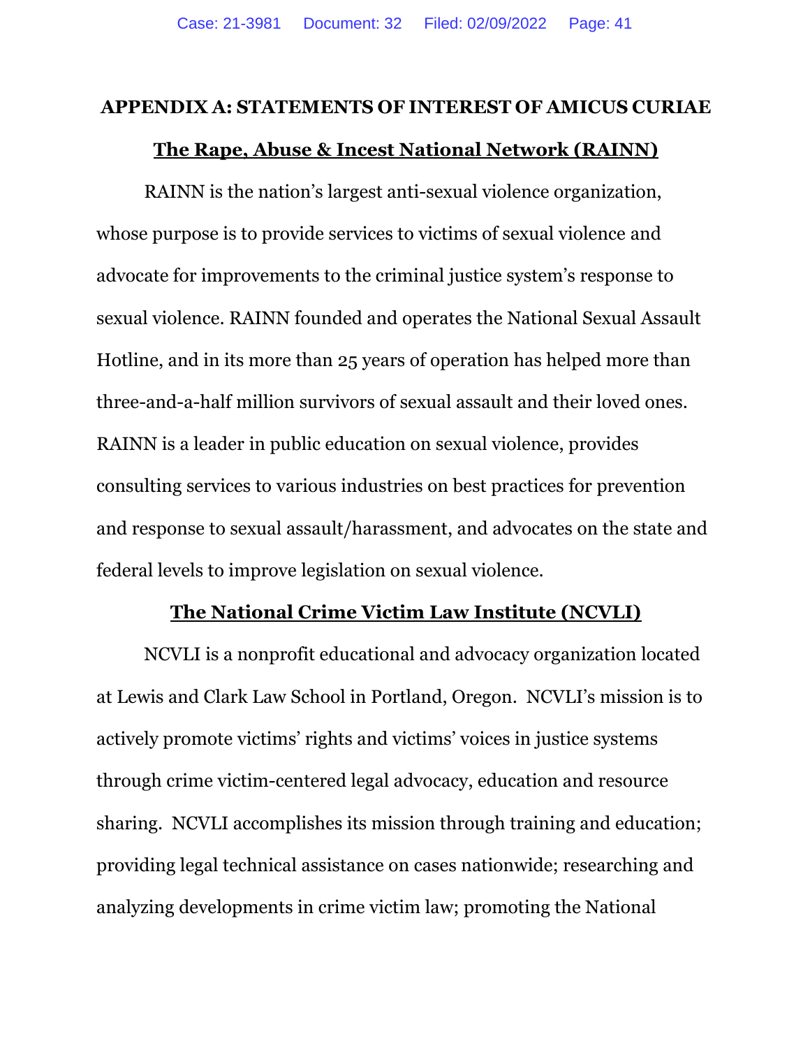## APPENDIX A: STATEMENTS OF INTEREST OF AMICUS CURIAE

### The Rape, Abuse & Incest National Network (RAINN)

RAINN is the nation's largest anti-sexual violence organization, whose purpose is to provide services to victims of sexual violence and advocate for improvements to the criminal justice system's response to sexual violence. RAINN founded and operates the National Sexual Assault Hotline, and in its more than 25 years of operation has helped more than three-and-a-half million survivors of sexual assault and their loved ones. RAINN is a leader in public education on sexual violence, provides consulting services to various industries on best practices for prevention and response to sexual assault/harassment, and advocates on the state and federal levels to improve legislation on sexual violence.

### The National Crime Victim Law Institute (NCVLI)

NCVLI is a nonprofit educational and advocacy organization located at Lewis and Clark Law School in Portland, Oregon. NCVLI's mission is to actively promote victims' rights and victims' voices in justice systems through crime victim-centered legal advocacy, education and resource sharing. NCVLI accomplishes its mission through training and education; providing legal technical assistance on cases nationwide; researching and analyzing developments in crime victim law; promoting the National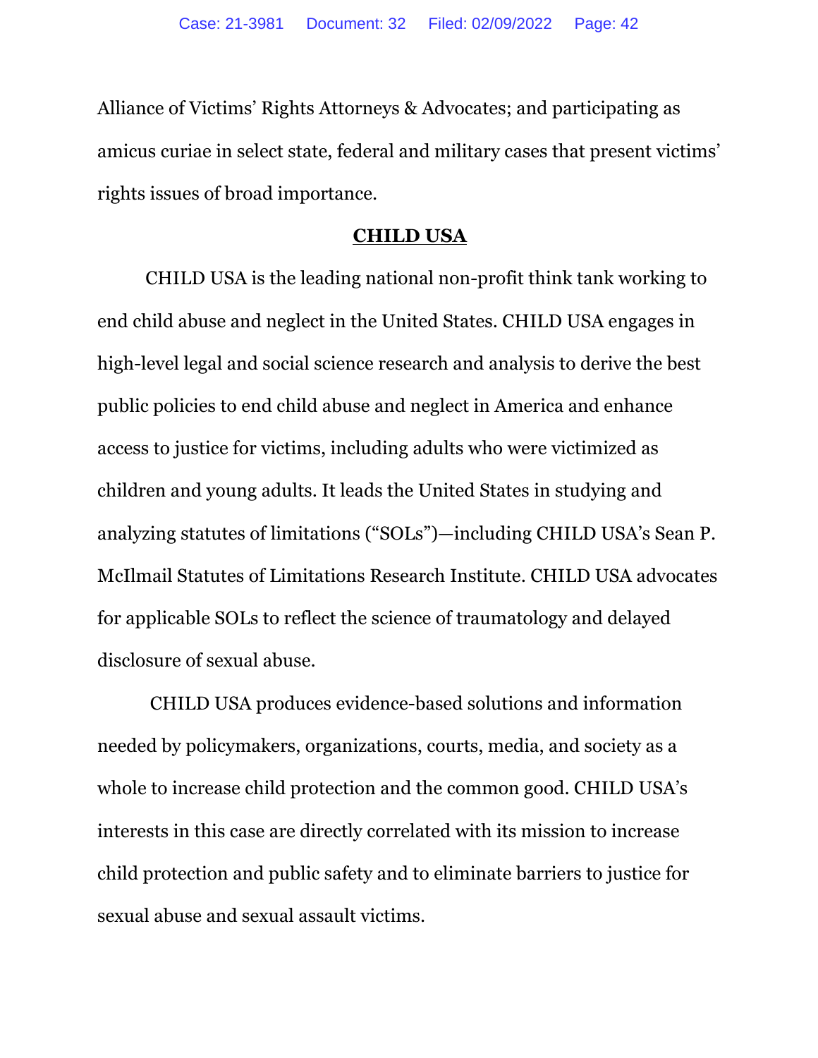Alliance of Victims' Rights Attorneys & Advocates; and participating as amicus curiae in select state, federal and military cases that present victims' rights issues of broad importance.

## **CHILD USA**

CHILD USA is the leading national non-profit think tank working to end child abuse and neglect in the United States. CHILD USA engages in high-level legal and social science research and analysis to derive the best public policies to end child abuse and neglect in America and enhance access to justice for victims, including adults who were victimized as children and young adults. It leads the United States in studying and analyzing statutes of limitations ("SOLs")—including CHILD USA's Sean P. McIlmail Statutes of Limitations Research Institute. CHILD USA advocates for applicable SOLs to reflect the science of traumatology and delayed disclosure of sexual abuse.

CHILD USA produces evidence-based solutions and information needed by policymakers, organizations, courts, media, and society as a whole to increase child protection and the common good. CHILD USA's interests in this case are directly correlated with its mission to increase child protection and public safety and to eliminate barriers to justice for sexual abuse and sexual assault victims.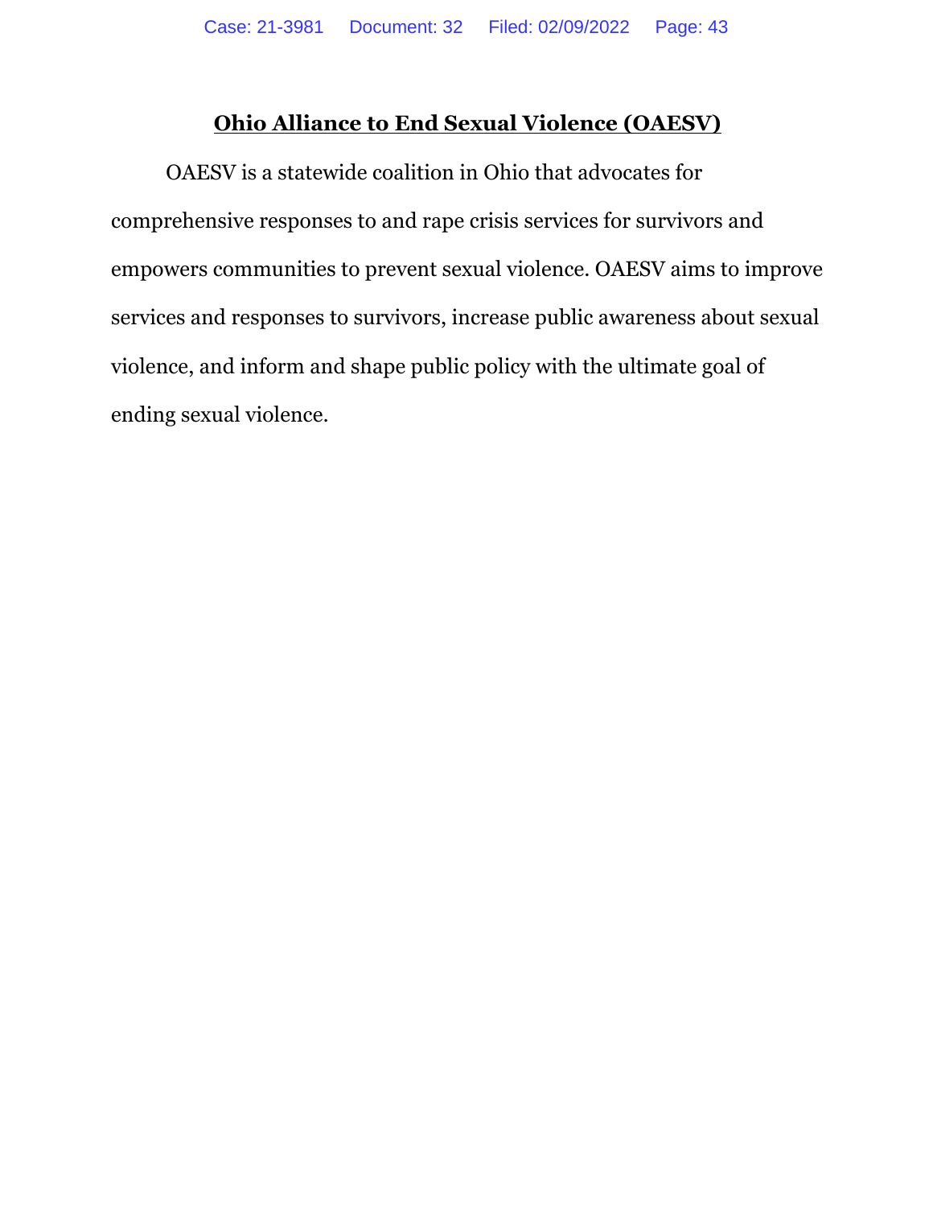## **Ohio Alliance to End Sexual Violence (OAESV)**

OAESV is a statewide coalition in Ohio that advocates for comprehensive responses to and rape crisis services for survivors and empowers communities to prevent sexual violence. OAESV aims to improve services and responses to survivors, increase public awareness about sexual violence, and inform and shape public policy with the ultimate goal of ending sexual violence.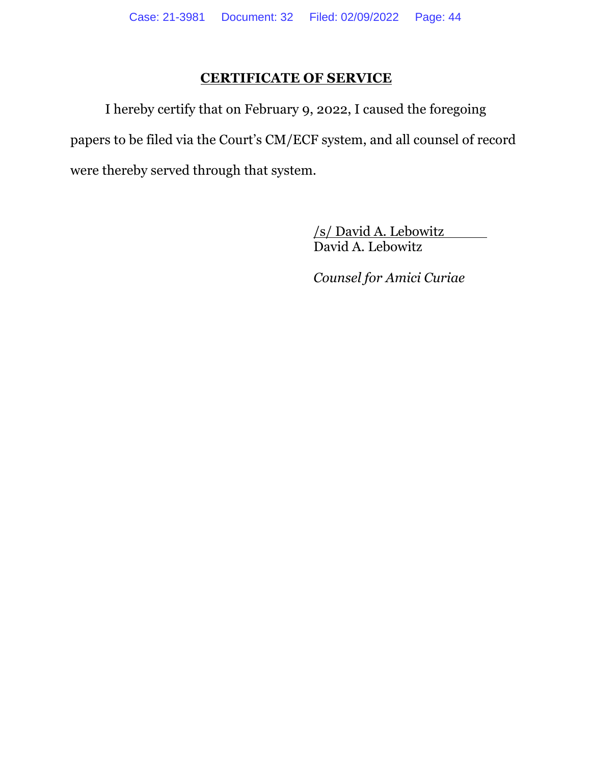## CERTIFICATE OF SERVICE

I hereby certify that on February 9, 2022, I caused the foregoing papers to be filed via the Court's CM/ECF system, and all counsel of record were thereby served through that system.

/s/ David A. Lebowitz
David A. Lebowitz

*Counsel for Amici Curiae*